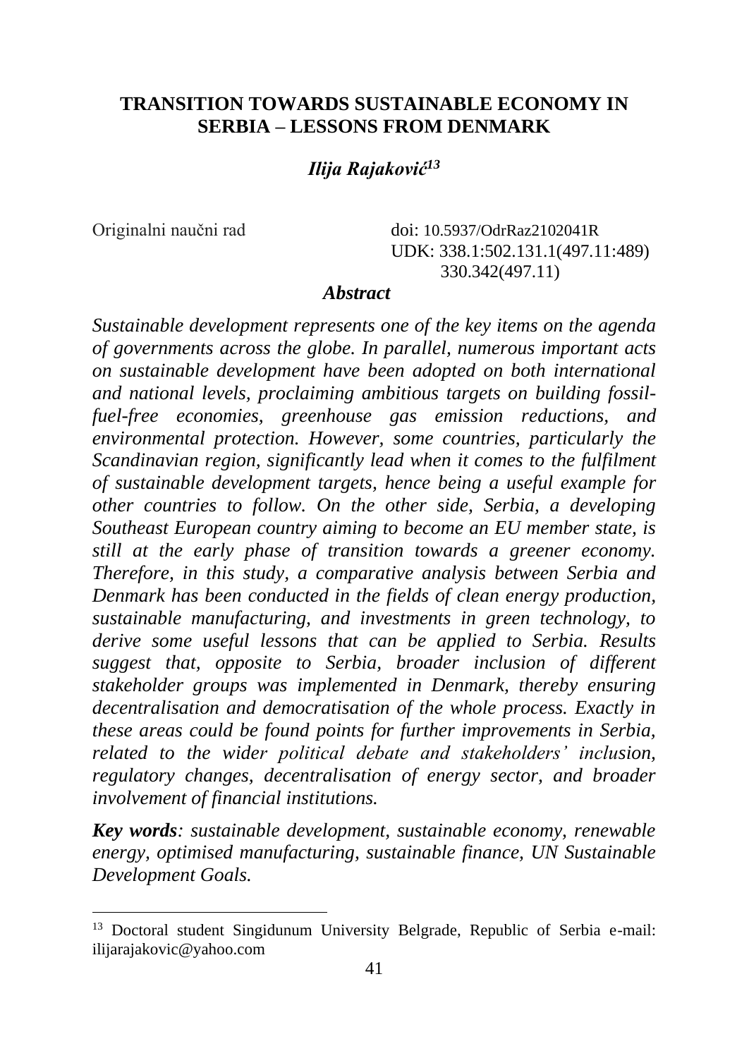# TRANSITION TOWARDS SUSTAINABLE ECONOMY IN SERBIA – LESSONS FROM DENMARK

***Ilija Rajaković*[13]**

Originalni naučni rad

doi: 10.5937/OdrRaz2102041R
UDK: 338.1:502.131.1(497.11:489)
330.342(497.11)

## *Abstract*

*Sustainable development represents one of the key items on the agenda of governments across the globe. In parallel, numerous important acts on sustainable development have been adopted on both international and national levels, proclaiming ambitious targets on building fossil-fuel-free economies, greenhouse gas emission reductions, and environmental protection. However, some countries, particularly the Scandinavian region, significantly lead when it comes to the fulfilment of sustainable development targets, hence being a useful example for other countries to follow. On the other side, Serbia, a developing Southeast European country aiming to become an EU member state, is still at the early phase of transition towards a greener economy. Therefore, in this study, a comparative analysis between Serbia and Denmark has been conducted in the fields of clean energy production, sustainable manufacturing, and investments in green technology, to derive some useful lessons that can be applied to Serbia. Results suggest that, opposite to Serbia, broader inclusion of different stakeholder groups was implemented in Denmark, thereby ensuring decentralisation and democratisation of the whole process. Exactly in these areas could be found points for further improvements in Serbia, related to the wider political debate and stakeholders' inclusion, regulatory changes, decentralisation of energy sector, and broader involvement of financial institutions.*

***Key words****: sustainable development, sustainable economy, renewable energy, optimised manufacturing, sustainable finance, UN Sustainable Development Goals.*

---

[13] Doctoral student Singidunum University Belgrade, Republic of Serbia e-mail: ilijarajakovic@yahoo.com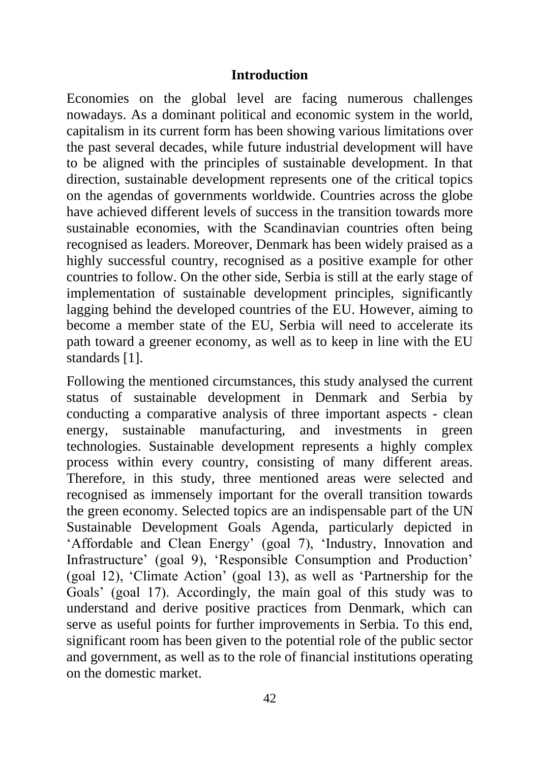## Introduction

Economies on the global level are facing numerous challenges nowadays. As a dominant political and economic system in the world, capitalism in its current form has been showing various limitations over the past several decades, while future industrial development will have to be aligned with the principles of sustainable development. In that direction, sustainable development represents one of the critical topics on the agendas of governments worldwide. Countries across the globe have achieved different levels of success in the transition towards more sustainable economies, with the Scandinavian countries often being recognised as leaders. Moreover, Denmark has been widely praised as a highly successful country, recognised as a positive example for other countries to follow. On the other side, Serbia is still at the early stage of implementation of sustainable development principles, significantly lagging behind the developed countries of the EU. However, aiming to become a member state of the EU, Serbia will need to accelerate its path toward a greener economy, as well as to keep in line with the EU standards [1].

Following the mentioned circumstances, this study analysed the current status of sustainable development in Denmark and Serbia by conducting a comparative analysis of three important aspects - clean energy, sustainable manufacturing, and investments in green technologies. Sustainable development represents a highly complex process within every country, consisting of many different areas. Therefore, in this study, three mentioned areas were selected and recognised as immensely important for the overall transition towards the green economy. Selected topics are an indispensable part of the UN Sustainable Development Goals Agenda, particularly depicted in 'Affordable and Clean Energy' (goal 7), 'Industry, Innovation and Infrastructure' (goal 9), 'Responsible Consumption and Production' (goal 12), 'Climate Action' (goal 13), as well as 'Partnership for the Goals' (goal 17). Accordingly, the main goal of this study was to understand and derive positive practices from Denmark, which can serve as useful points for further improvements in Serbia. To this end, significant room has been given to the potential role of the public sector and government, as well as to the role of financial institutions operating on the domestic market.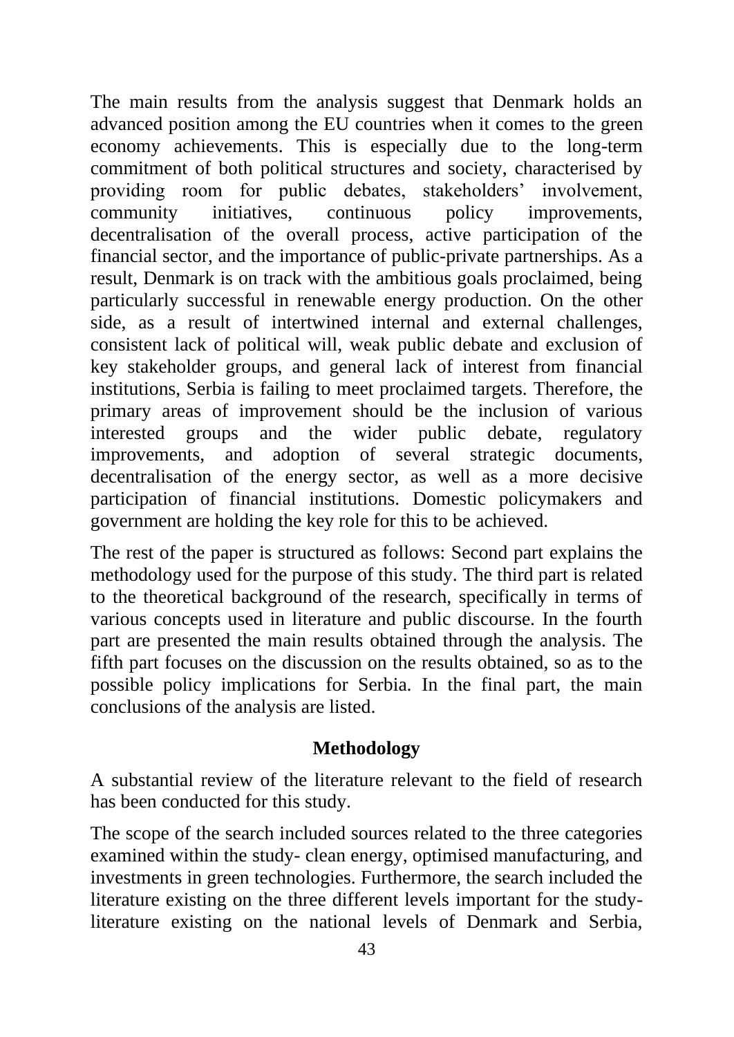The main results from the analysis suggest that Denmark holds an advanced position among the EU countries when it comes to the green economy achievements. This is especially due to the long-term commitment of both political structures and society, characterised by providing room for public debates, stakeholders' involvement, community initiatives, continuous policy improvements, decentralisation of the overall process, active participation of the financial sector, and the importance of public-private partnerships. As a result, Denmark is on track with the ambitious goals proclaimed, being particularly successful in renewable energy production. On the other side, as a result of intertwined internal and external challenges, consistent lack of political will, weak public debate and exclusion of key stakeholder groups, and general lack of interest from financial institutions, Serbia is failing to meet proclaimed targets. Therefore, the primary areas of improvement should be the inclusion of various interested groups and the wider public debate, regulatory improvements, and adoption of several strategic documents, decentralisation of the energy sector, as well as a more decisive participation of financial institutions. Domestic policymakers and government are holding the key role for this to be achieved.

The rest of the paper is structured as follows: Second part explains the methodology used for the purpose of this study. The third part is related to the theoretical background of the research, specifically in terms of various concepts used in literature and public discourse. In the fourth part are presented the main results obtained through the analysis. The fifth part focuses on the discussion on the results obtained, so as to the possible policy implications for Serbia. In the final part, the main conclusions of the analysis are listed.

## Methodology

A substantial review of the literature relevant to the field of research has been conducted for this study.

The scope of the search included sources related to the three categories examined within the study- clean energy, optimised manufacturing, and investments in green technologies. Furthermore, the search included the literature existing on the three different levels important for the study- literature existing on the national levels of Denmark and Serbia,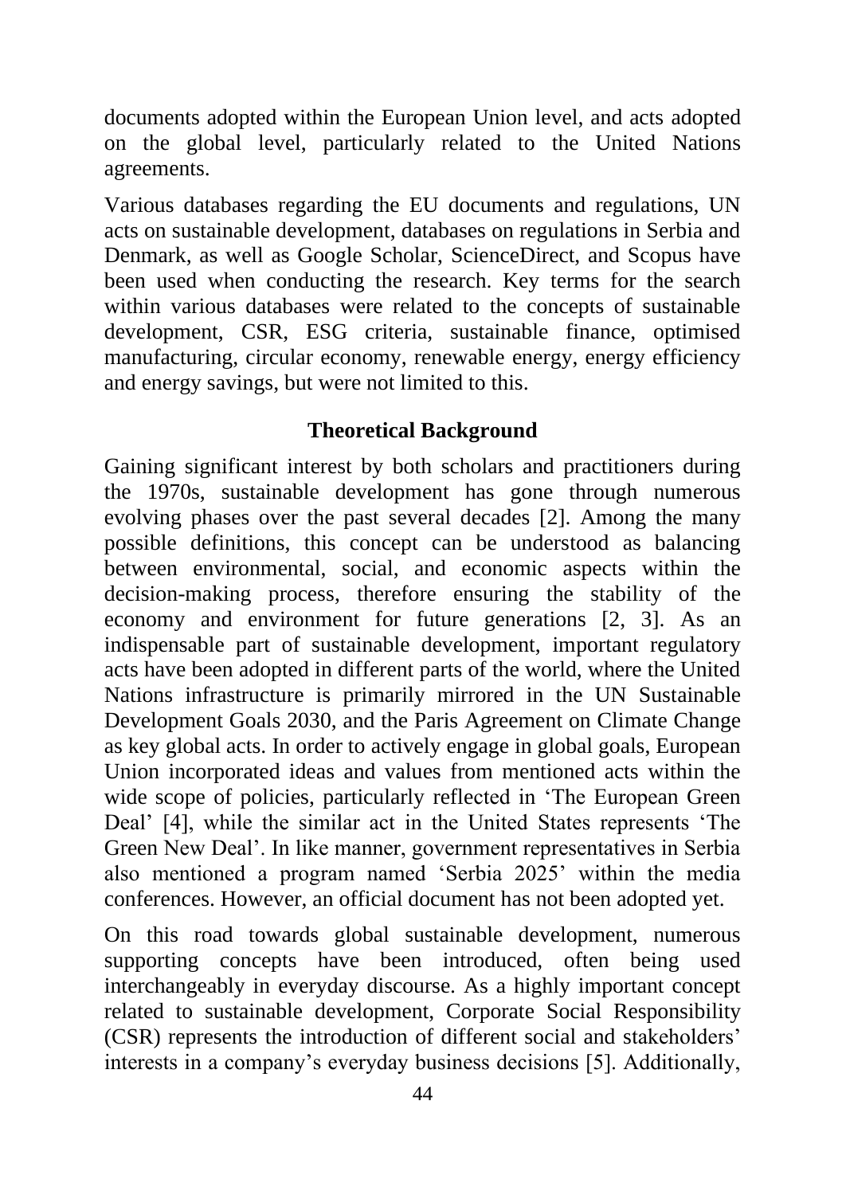documents adopted within the European Union level, and acts adopted on the global level, particularly related to the United Nations agreements.

Various databases regarding the EU documents and regulations, UN acts on sustainable development, databases on regulations in Serbia and Denmark, as well as Google Scholar, ScienceDirect, and Scopus have been used when conducting the research. Key terms for the search within various databases were related to the concepts of sustainable development, CSR, ESG criteria, sustainable finance, optimised manufacturing, circular economy, renewable energy, energy efficiency and energy savings, but were not limited to this.

## Theoretical Background

Gaining significant interest by both scholars and practitioners during the 1970s, sustainable development has gone through numerous evolving phases over the past several decades [2]. Among the many possible definitions, this concept can be understood as balancing between environmental, social, and economic aspects within the decision-making process, therefore ensuring the stability of the economy and environment for future generations [2, 3]. As an indispensable part of sustainable development, important regulatory acts have been adopted in different parts of the world, where the United Nations infrastructure is primarily mirrored in the UN Sustainable Development Goals 2030, and the Paris Agreement on Climate Change as key global acts. In order to actively engage in global goals, European Union incorporated ideas and values from mentioned acts within the wide scope of policies, particularly reflected in 'The European Green Deal' [4], while the similar act in the United States represents 'The Green New Deal'. In like manner, government representatives in Serbia also mentioned a program named 'Serbia 2025' within the media conferences. However, an official document has not been adopted yet.

On this road towards global sustainable development, numerous supporting concepts have been introduced, often being used interchangeably in everyday discourse. As a highly important concept related to sustainable development, Corporate Social Responsibility (CSR) represents the introduction of different social and stakeholders' interests in a company's everyday business decisions [5]. Additionally,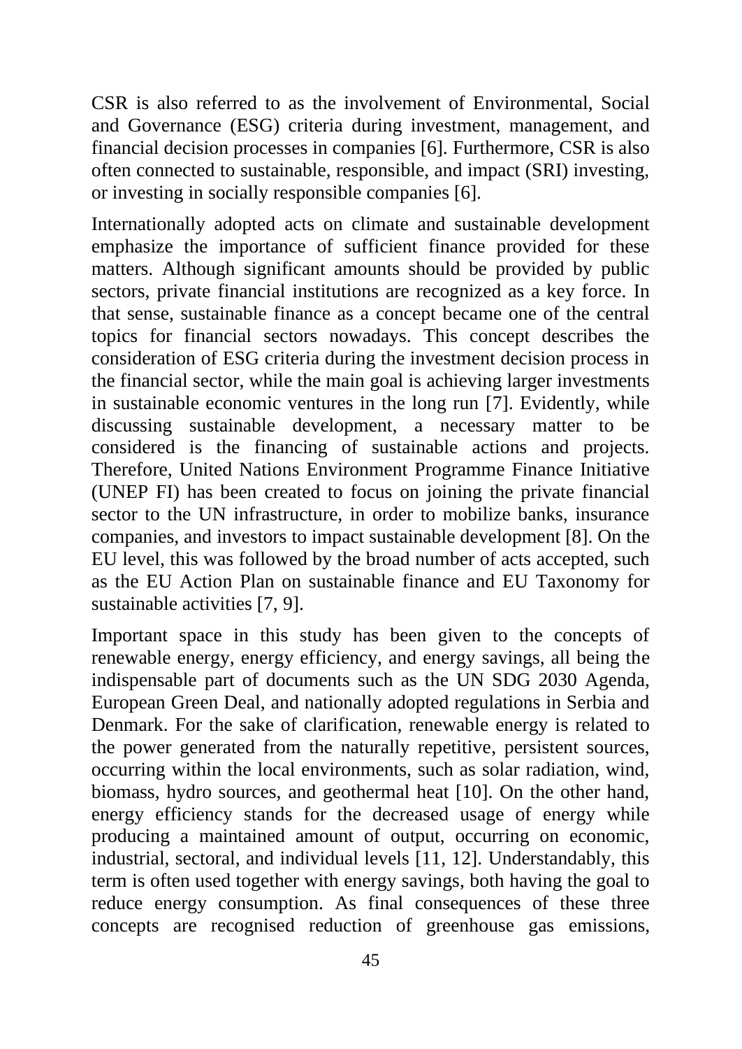CSR is also referred to as the involvement of Environmental, Social and Governance (ESG) criteria during investment, management, and financial decision processes in companies [6]. Furthermore, CSR is also often connected to sustainable, responsible, and impact (SRI) investing, or investing in socially responsible companies [6].

Internationally adopted acts on climate and sustainable development emphasize the importance of sufficient finance provided for these matters. Although significant amounts should be provided by public sectors, private financial institutions are recognized as a key force. In that sense, sustainable finance as a concept became one of the central topics for financial sectors nowadays. This concept describes the consideration of ESG criteria during the investment decision process in the financial sector, while the main goal is achieving larger investments in sustainable economic ventures in the long run [7]. Evidently, while discussing sustainable development, a necessary matter to be considered is the financing of sustainable actions and projects. Therefore, United Nations Environment Programme Finance Initiative (UNEP FI) has been created to focus on joining the private financial sector to the UN infrastructure, in order to mobilize banks, insurance companies, and investors to impact sustainable development [8]. On the EU level, this was followed by the broad number of acts accepted, such as the EU Action Plan on sustainable finance and EU Taxonomy for sustainable activities [7, 9].

Important space in this study has been given to the concepts of renewable energy, energy efficiency, and energy savings, all being the indispensable part of documents such as the UN SDG 2030 Agenda, European Green Deal, and nationally adopted regulations in Serbia and Denmark. For the sake of clarification, renewable energy is related to the power generated from the naturally repetitive, persistent sources, occurring within the local environments, such as solar radiation, wind, biomass, hydro sources, and geothermal heat [10]. On the other hand, energy efficiency stands for the decreased usage of energy while producing a maintained amount of output, occurring on economic, industrial, sectoral, and individual levels [11, 12]. Understandably, this term is often used together with energy savings, both having the goal to reduce energy consumption. As final consequences of these three concepts are recognised reduction of greenhouse gas emissions,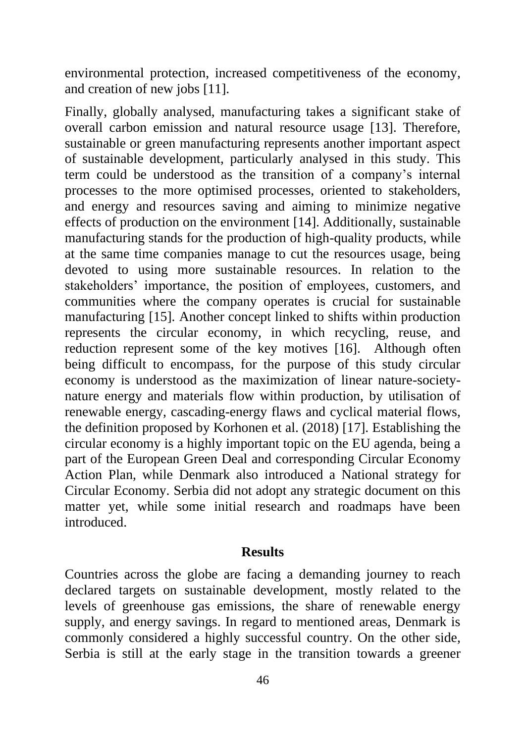environmental protection, increased competitiveness of the economy, and creation of new jobs [11].

Finally, globally analysed, manufacturing takes a significant stake of overall carbon emission and natural resource usage [13]. Therefore, sustainable or green manufacturing represents another important aspect of sustainable development, particularly analysed in this study. This term could be understood as the transition of a company's internal processes to the more optimised processes, oriented to stakeholders, and energy and resources saving and aiming to minimize negative effects of production on the environment [14]. Additionally, sustainable manufacturing stands for the production of high-quality products, while at the same time companies manage to cut the resources usage, being devoted to using more sustainable resources. In relation to the stakeholders' importance, the position of employees, customers, and communities where the company operates is crucial for sustainable manufacturing [15]. Another concept linked to shifts within production represents the circular economy, in which recycling, reuse, and reduction represent some of the key motives [16]. Although often being difficult to encompass, for the purpose of this study circular economy is understood as the maximization of linear nature-society-nature energy and materials flow within production, by utilisation of renewable energy, cascading-energy flaws and cyclical material flows, the definition proposed by Korhonen et al. (2018) [17]. Establishing the circular economy is a highly important topic on the EU agenda, being a part of the European Green Deal and corresponding Circular Economy Action Plan, while Denmark also introduced a National strategy for Circular Economy. Serbia did not adopt any strategic document on this matter yet, while some initial research and roadmaps have been introduced.

## Results

Countries across the globe are facing a demanding journey to reach declared targets on sustainable development, mostly related to the levels of greenhouse gas emissions, the share of renewable energy supply, and energy savings. In regard to mentioned areas, Denmark is commonly considered a highly successful country. On the other side, Serbia is still at the early stage in the transition towards a greener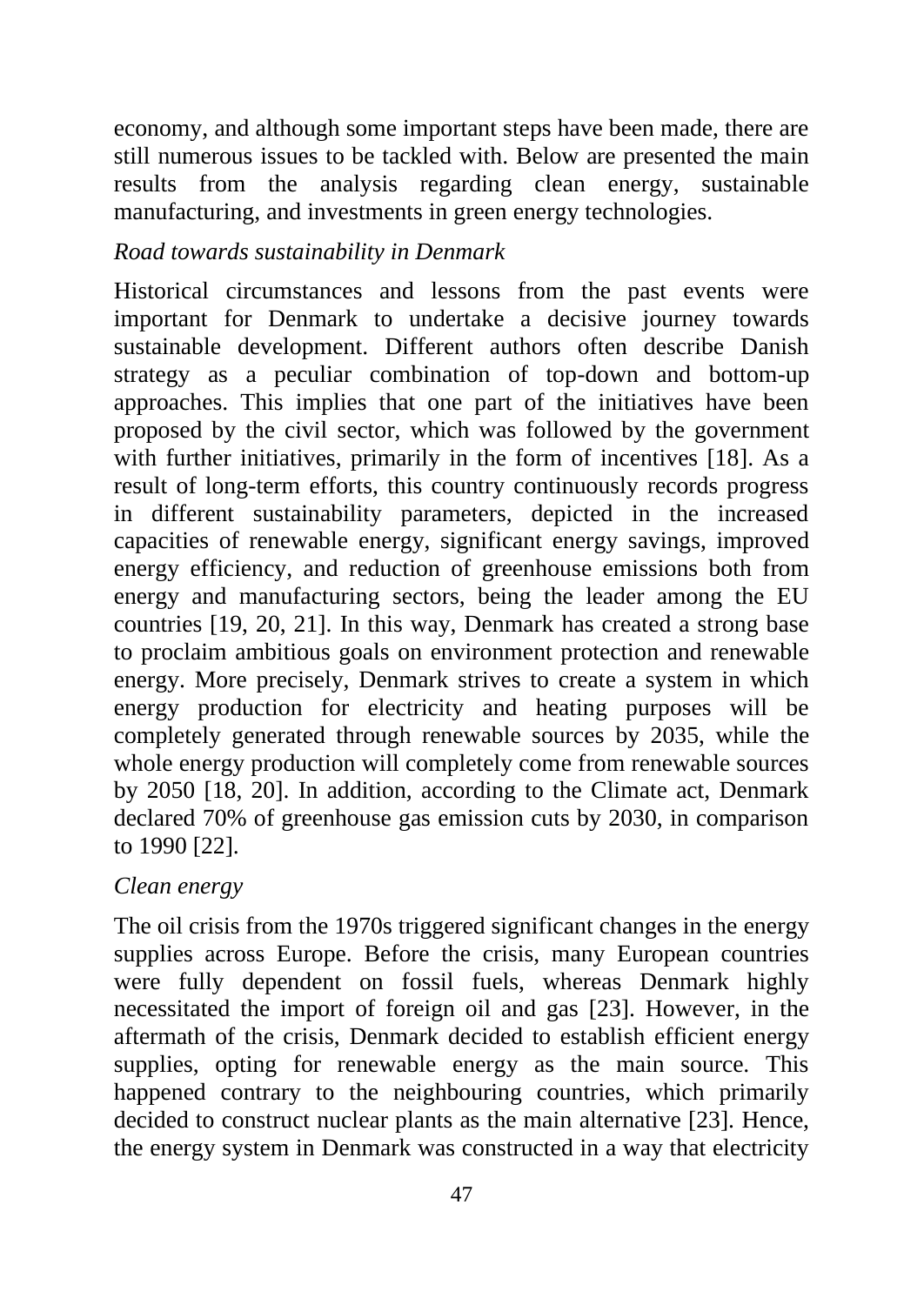economy, and although some important steps have been made, there are still numerous issues to be tackled with. Below are presented the main results from the analysis regarding clean energy, sustainable manufacturing, and investments in green energy technologies.

*Road towards sustainability in Denmark*

Historical circumstances and lessons from the past events were important for Denmark to undertake a decisive journey towards sustainable development. Different authors often describe Danish strategy as a peculiar combination of top-down and bottom-up approaches. This implies that one part of the initiatives have been proposed by the civil sector, which was followed by the government with further initiatives, primarily in the form of incentives [18]. As a result of long-term efforts, this country continuously records progress in different sustainability parameters, depicted in the increased capacities of renewable energy, significant energy savings, improved energy efficiency, and reduction of greenhouse emissions both from energy and manufacturing sectors, being the leader among the EU countries [19, 20, 21]. In this way, Denmark has created a strong base to proclaim ambitious goals on environment protection and renewable energy. More precisely, Denmark strives to create a system in which energy production for electricity and heating purposes will be completely generated through renewable sources by 2035, while the whole energy production will completely come from renewable sources by 2050 [18, 20]. In addition, according to the Climate act, Denmark declared 70% of greenhouse gas emission cuts by 2030, in comparison to 1990 [22].

*Clean energy*

The oil crisis from the 1970s triggered significant changes in the energy supplies across Europe. Before the crisis, many European countries were fully dependent on fossil fuels, whereas Denmark highly necessitated the import of foreign oil and gas [23]. However, in the aftermath of the crisis, Denmark decided to establish efficient energy supplies, opting for renewable energy as the main source. This happened contrary to the neighbouring countries, which primarily decided to construct nuclear plants as the main alternative [23]. Hence, the energy system in Denmark was constructed in a way that electricity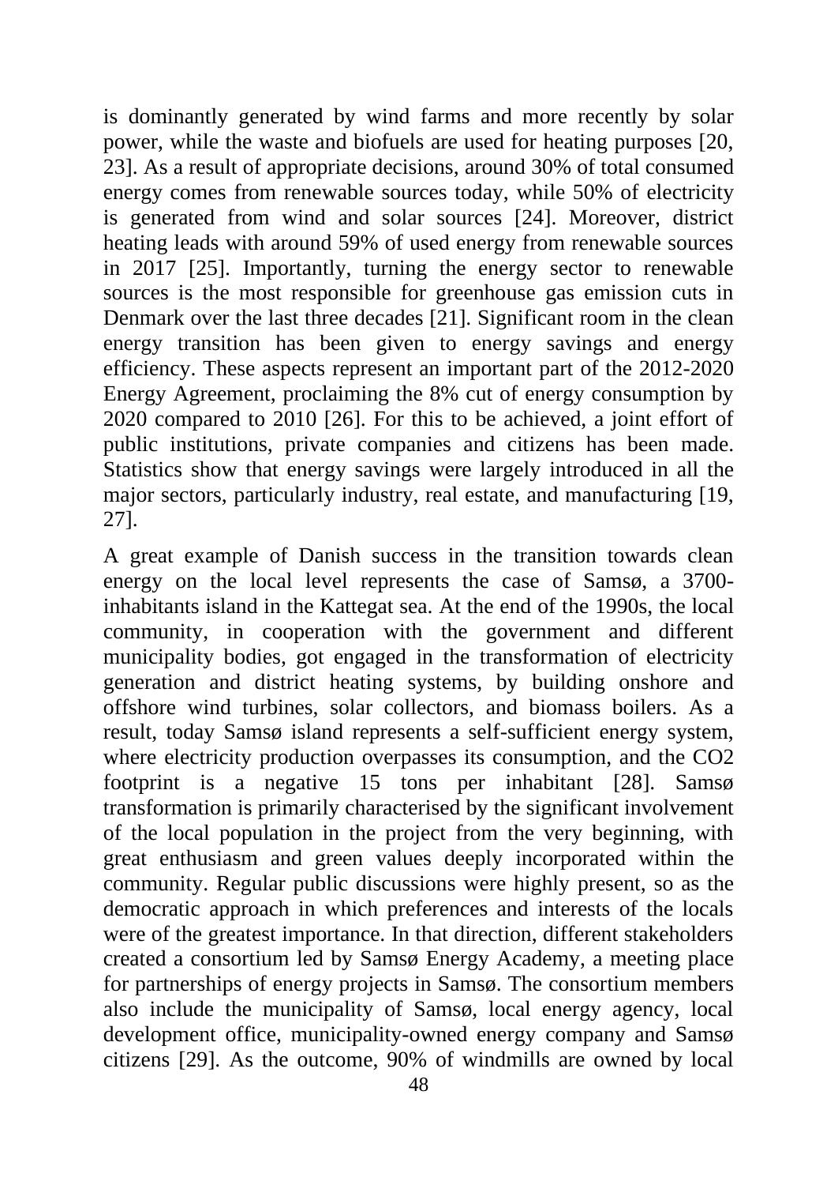is dominantly generated by wind farms and more recently by solar power, while the waste and biofuels are used for heating purposes [20, 23]. As a result of appropriate decisions, around 30% of total consumed energy comes from renewable sources today, while 50% of electricity is generated from wind and solar sources [24]. Moreover, district heating leads with around 59% of used energy from renewable sources in 2017 [25]. Importantly, turning the energy sector to renewable sources is the most responsible for greenhouse gas emission cuts in Denmark over the last three decades [21]. Significant room in the clean energy transition has been given to energy savings and energy efficiency. These aspects represent an important part of the 2012-2020 Energy Agreement, proclaiming the 8% cut of energy consumption by 2020 compared to 2010 [26]. For this to be achieved, a joint effort of public institutions, private companies and citizens has been made. Statistics show that energy savings were largely introduced in all the major sectors, particularly industry, real estate, and manufacturing [19, 27].

A great example of Danish success in the transition towards clean energy on the local level represents the case of Samsø, a 3700-inhabitants island in the Kattegat sea. At the end of the 1990s, the local community, in cooperation with the government and different municipality bodies, got engaged in the transformation of electricity generation and district heating systems, by building onshore and offshore wind turbines, solar collectors, and biomass boilers. As a result, today Samsø island represents a self-sufficient energy system, where electricity production overpasses its consumption, and the $CO_2$ footprint is a negative 15 tons per inhabitant [28]. Samsø transformation is primarily characterised by the significant involvement of the local population in the project from the very beginning, with great enthusiasm and green values deeply incorporated within the community. Regular public discussions were highly present, so as the democratic approach in which preferences and interests of the locals were of the greatest importance. In that direction, different stakeholders created a consortium led by Samsø Energy Academy, a meeting place for partnerships of energy projects in Samsø. The consortium members also include the municipality of Samsø, local energy agency, local development office, municipality-owned energy company and Samsø citizens [29]. As the outcome, 90% of windmills are owned by local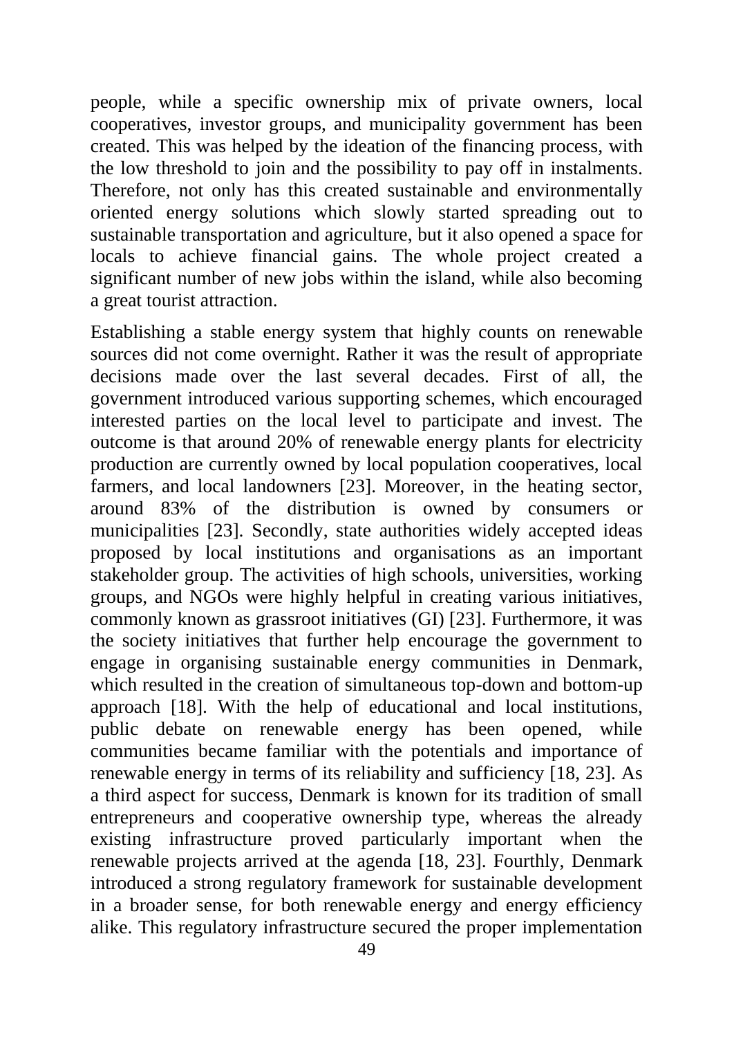people, while a specific ownership mix of private owners, local cooperatives, investor groups, and municipality government has been created. This was helped by the ideation of the financing process, with the low threshold to join and the possibility to pay off in instalments. Therefore, not only has this created sustainable and environmentally oriented energy solutions which slowly started spreading out to sustainable transportation and agriculture, but it also opened a space for locals to achieve financial gains. The whole project created a significant number of new jobs within the island, while also becoming a great tourist attraction.

Establishing a stable energy system that highly counts on renewable sources did not come overnight. Rather it was the result of appropriate decisions made over the last several decades. First of all, the government introduced various supporting schemes, which encouraged interested parties on the local level to participate and invest. The outcome is that around 20% of renewable energy plants for electricity production are currently owned by local population cooperatives, local farmers, and local landowners [23]. Moreover, in the heating sector, around 83% of the distribution is owned by consumers or municipalities [23]. Secondly, state authorities widely accepted ideas proposed by local institutions and organisations as an important stakeholder group. The activities of high schools, universities, working groups, and NGOs were highly helpful in creating various initiatives, commonly known as grassroot initiatives (GI) [23]. Furthermore, it was the society initiatives that further help encourage the government to engage in organising sustainable energy communities in Denmark, which resulted in the creation of simultaneous top-down and bottom-up approach [18]. With the help of educational and local institutions, public debate on renewable energy has been opened, while communities became familiar with the potentials and importance of renewable energy in terms of its reliability and sufficiency [18, 23]. As a third aspect for success, Denmark is known for its tradition of small entrepreneurs and cooperative ownership type, whereas the already existing infrastructure proved particularly important when the renewable projects arrived at the agenda [18, 23]. Fourthly, Denmark introduced a strong regulatory framework for sustainable development in a broader sense, for both renewable energy and energy efficiency alike. This regulatory infrastructure secured the proper implementation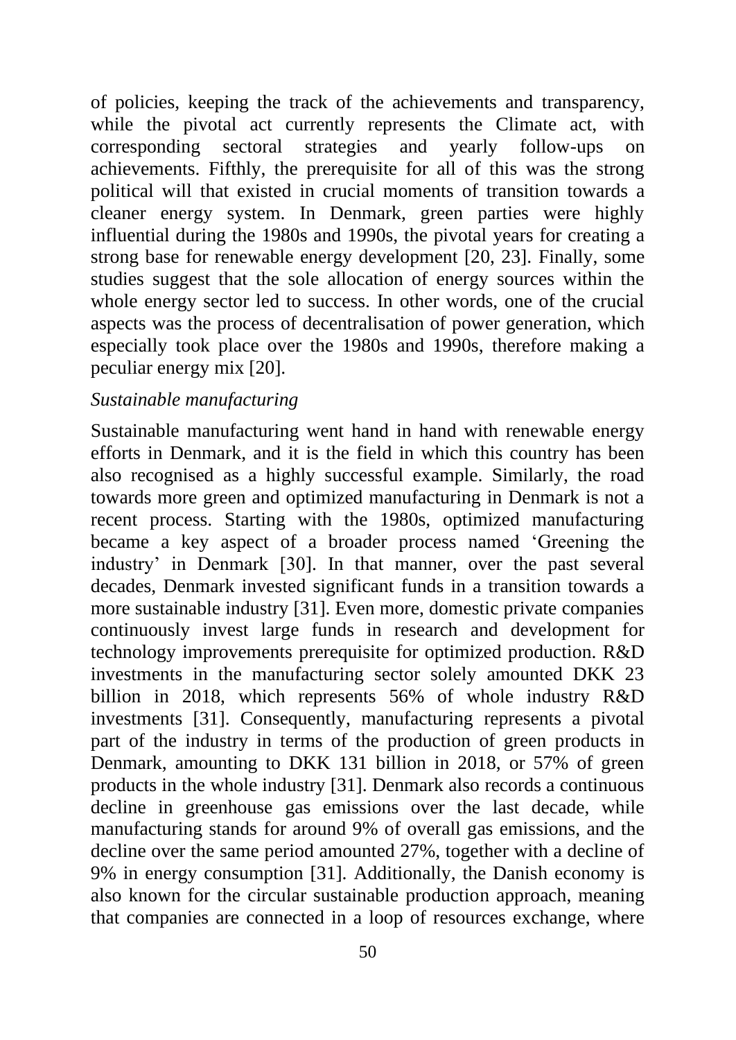of policies, keeping the track of the achievements and transparency, while the pivotal act currently represents the Climate act, with corresponding sectoral strategies and yearly follow-ups on achievements. Fifthly, the prerequisite for all of this was the strong political will that existed in crucial moments of transition towards a cleaner energy system. In Denmark, green parties were highly influential during the 1980s and 1990s, the pivotal years for creating a strong base for renewable energy development [20, 23]. Finally, some studies suggest that the sole allocation of energy sources within the whole energy sector led to success. In other words, one of the crucial aspects was the process of decentralisation of power generation, which especially took place over the 1980s and 1990s, therefore making a peculiar energy mix [20].

*Sustainable manufacturing*

Sustainable manufacturing went hand in hand with renewable energy efforts in Denmark, and it is the field in which this country has been also recognised as a highly successful example. Similarly, the road towards more green and optimized manufacturing in Denmark is not a recent process. Starting with the 1980s, optimized manufacturing became a key aspect of a broader process named 'Greening the industry' in Denmark [30]. In that manner, over the past several decades, Denmark invested significant funds in a transition towards a more sustainable industry [31]. Even more, domestic private companies continuously invest large funds in research and development for technology improvements prerequisite for optimized production. R&D investments in the manufacturing sector solely amounted DKK 23 billion in 2018, which represents 56% of whole industry R&D investments [31]. Consequently, manufacturing represents a pivotal part of the industry in terms of the production of green products in Denmark, amounting to DKK 131 billion in 2018, or 57% of green products in the whole industry [31]. Denmark also records a continuous decline in greenhouse gas emissions over the last decade, while manufacturing stands for around 9% of overall gas emissions, and the decline over the same period amounted 27%, together with a decline of 9% in energy consumption [31]. Additionally, the Danish economy is also known for the circular sustainable production approach, meaning that companies are connected in a loop of resources exchange, where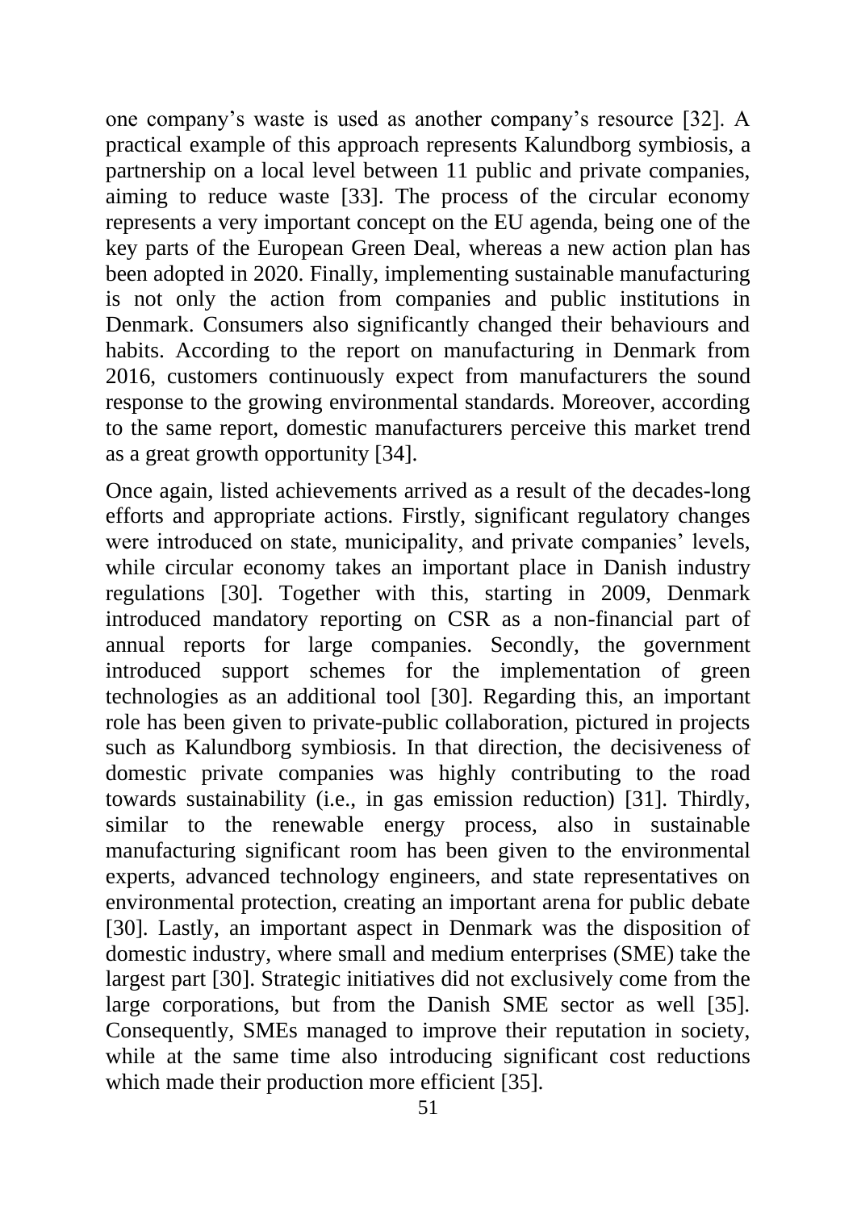one company's waste is used as another company's resource [32]. A practical example of this approach represents Kalundborg symbiosis, a partnership on a local level between 11 public and private companies, aiming to reduce waste [33]. The process of the circular economy represents a very important concept on the EU agenda, being one of the key parts of the European Green Deal, whereas a new action plan has been adopted in 2020. Finally, implementing sustainable manufacturing is not only the action from companies and public institutions in Denmark. Consumers also significantly changed their behaviours and habits. According to the report on manufacturing in Denmark from 2016, customers continuously expect from manufacturers the sound response to the growing environmental standards. Moreover, according to the same report, domestic manufacturers perceive this market trend as a great growth opportunity [34].

Once again, listed achievements arrived as a result of the decades-long efforts and appropriate actions. Firstly, significant regulatory changes were introduced on state, municipality, and private companies' levels, while circular economy takes an important place in Danish industry regulations [30]. Together with this, starting in 2009, Denmark introduced mandatory reporting on CSR as a non-financial part of annual reports for large companies. Secondly, the government introduced support schemes for the implementation of green technologies as an additional tool [30]. Regarding this, an important role has been given to private-public collaboration, pictured in projects such as Kalundborg symbiosis. In that direction, the decisiveness of domestic private companies was highly contributing to the road towards sustainability (i.e., in gas emission reduction) [31]. Thirdly, similar to the renewable energy process, also in sustainable manufacturing significant room has been given to the environmental experts, advanced technology engineers, and state representatives on environmental protection, creating an important arena for public debate [30]. Lastly, an important aspect in Denmark was the disposition of domestic industry, where small and medium enterprises (SME) take the largest part [30]. Strategic initiatives did not exclusively come from the large corporations, but from the Danish SME sector as well [35]. Consequently, SMEs managed to improve their reputation in society, while at the same time also introducing significant cost reductions which made their production more efficient [35].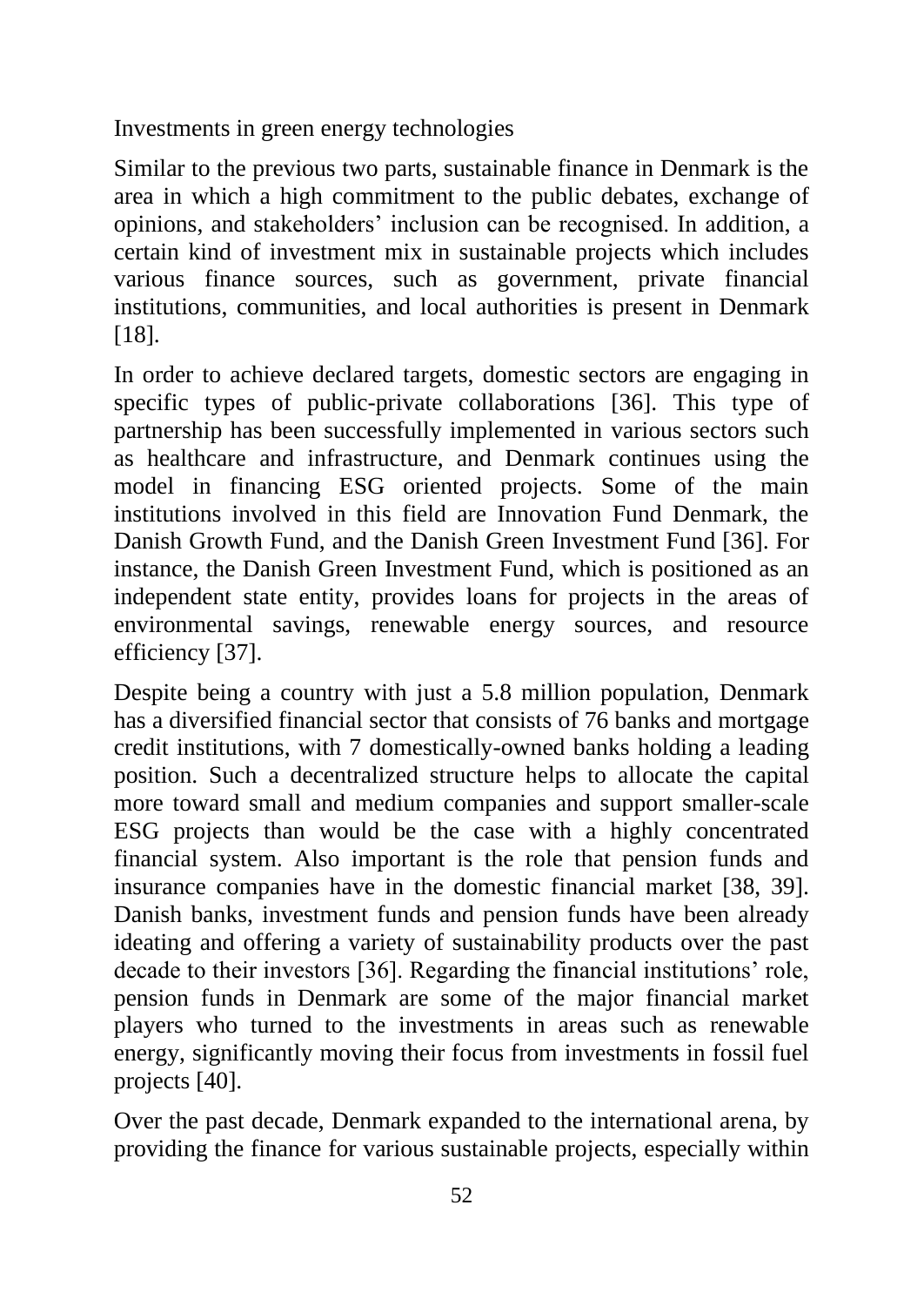Investments in green energy technologies

Similar to the previous two parts, sustainable finance in Denmark is the area in which a high commitment to the public debates, exchange of opinions, and stakeholders' inclusion can be recognised. In addition, a certain kind of investment mix in sustainable projects which includes various finance sources, such as government, private financial institutions, communities, and local authorities is present in Denmark [18].

In order to achieve declared targets, domestic sectors are engaging in specific types of public-private collaborations [36]. This type of partnership has been successfully implemented in various sectors such as healthcare and infrastructure, and Denmark continues using the model in financing ESG oriented projects. Some of the main institutions involved in this field are Innovation Fund Denmark, the Danish Growth Fund, and the Danish Green Investment Fund [36]. For instance, the Danish Green Investment Fund, which is positioned as an independent state entity, provides loans for projects in the areas of environmental savings, renewable energy sources, and resource efficiency [37].

Despite being a country with just a 5.8 million population, Denmark has a diversified financial sector that consists of 76 banks and mortgage credit institutions, with 7 domestically-owned banks holding a leading position. Such a decentralized structure helps to allocate the capital more toward small and medium companies and support smaller-scale ESG projects than would be the case with a highly concentrated financial system. Also important is the role that pension funds and insurance companies have in the domestic financial market [38, 39]. Danish banks, investment funds and pension funds have been already ideating and offering a variety of sustainability products over the past decade to their investors [36]. Regarding the financial institutions' role, pension funds in Denmark are some of the major financial market players who turned to the investments in areas such as renewable energy, significantly moving their focus from investments in fossil fuel projects [40].

Over the past decade, Denmark expanded to the international arena, by providing the finance for various sustainable projects, especially within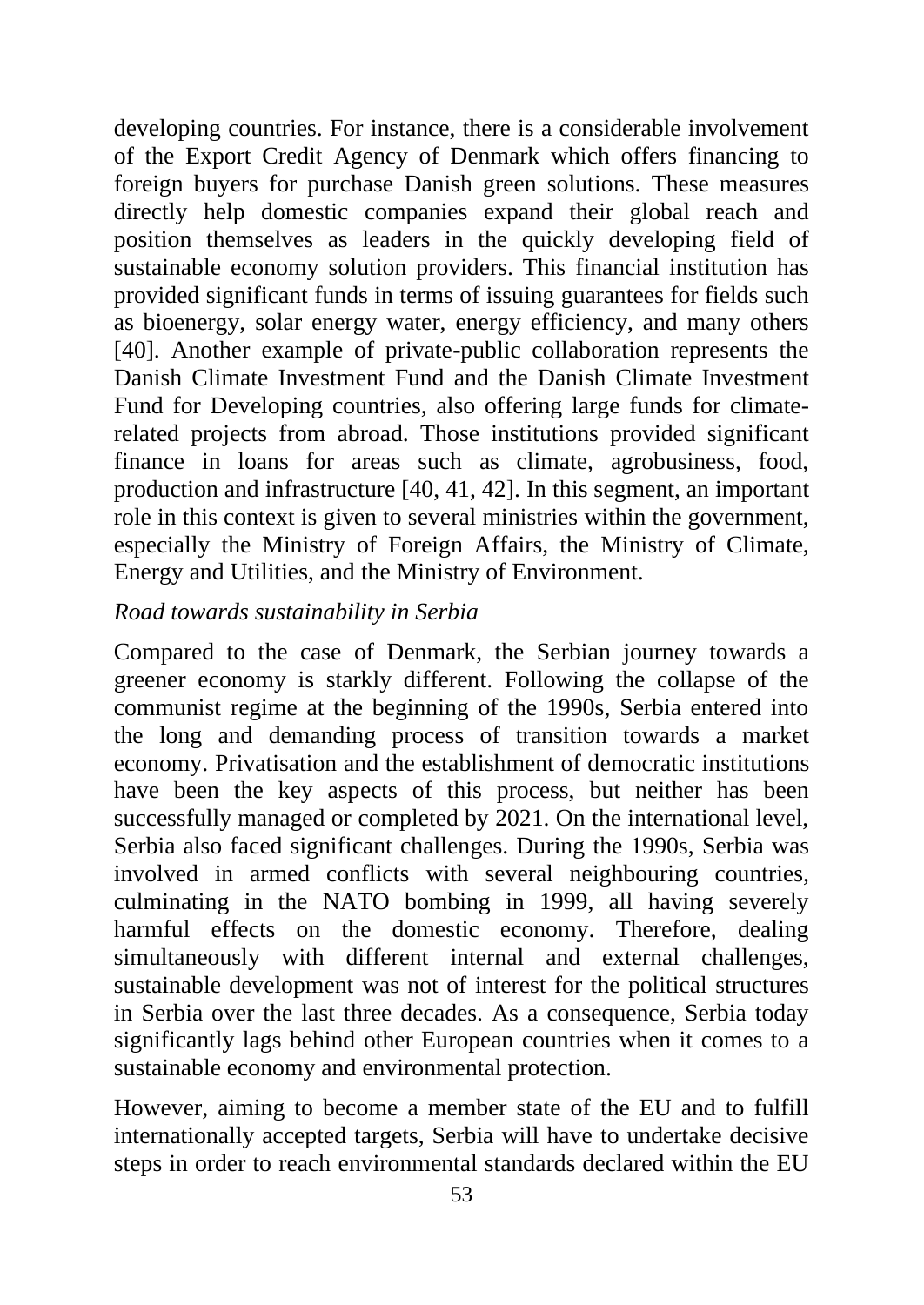developing countries. For instance, there is a considerable involvement of the Export Credit Agency of Denmark which offers financing to foreign buyers for purchase Danish green solutions. These measures directly help domestic companies expand their global reach and position themselves as leaders in the quickly developing field of sustainable economy solution providers. This financial institution has provided significant funds in terms of issuing guarantees for fields such as bioenergy, solar energy water, energy efficiency, and many others [40]. Another example of private-public collaboration represents the Danish Climate Investment Fund and the Danish Climate Investment Fund for Developing countries, also offering large funds for climate-related projects from abroad. Those institutions provided significant finance in loans for areas such as climate, agrobusiness, food, production and infrastructure [40, 41, 42]. In this segment, an important role in this context is given to several ministries within the government, especially the Ministry of Foreign Affairs, the Ministry of Climate, Energy and Utilities, and the Ministry of Environment.

*Road towards sustainability in Serbia*

Compared to the case of Denmark, the Serbian journey towards a greener economy is starkly different. Following the collapse of the communist regime at the beginning of the 1990s, Serbia entered into the long and demanding process of transition towards a market economy. Privatisation and the establishment of democratic institutions have been the key aspects of this process, but neither has been successfully managed or completed by 2021. On the international level, Serbia also faced significant challenges. During the 1990s, Serbia was involved in armed conflicts with several neighbouring countries, culminating in the NATO bombing in 1999, all having severely harmful effects on the domestic economy. Therefore, dealing simultaneously with different internal and external challenges, sustainable development was not of interest for the political structures in Serbia over the last three decades. As a consequence, Serbia today significantly lags behind other European countries when it comes to a sustainable economy and environmental protection.

However, aiming to become a member state of the EU and to fulfill internationally accepted targets, Serbia will have to undertake decisive steps in order to reach environmental standards declared within the EU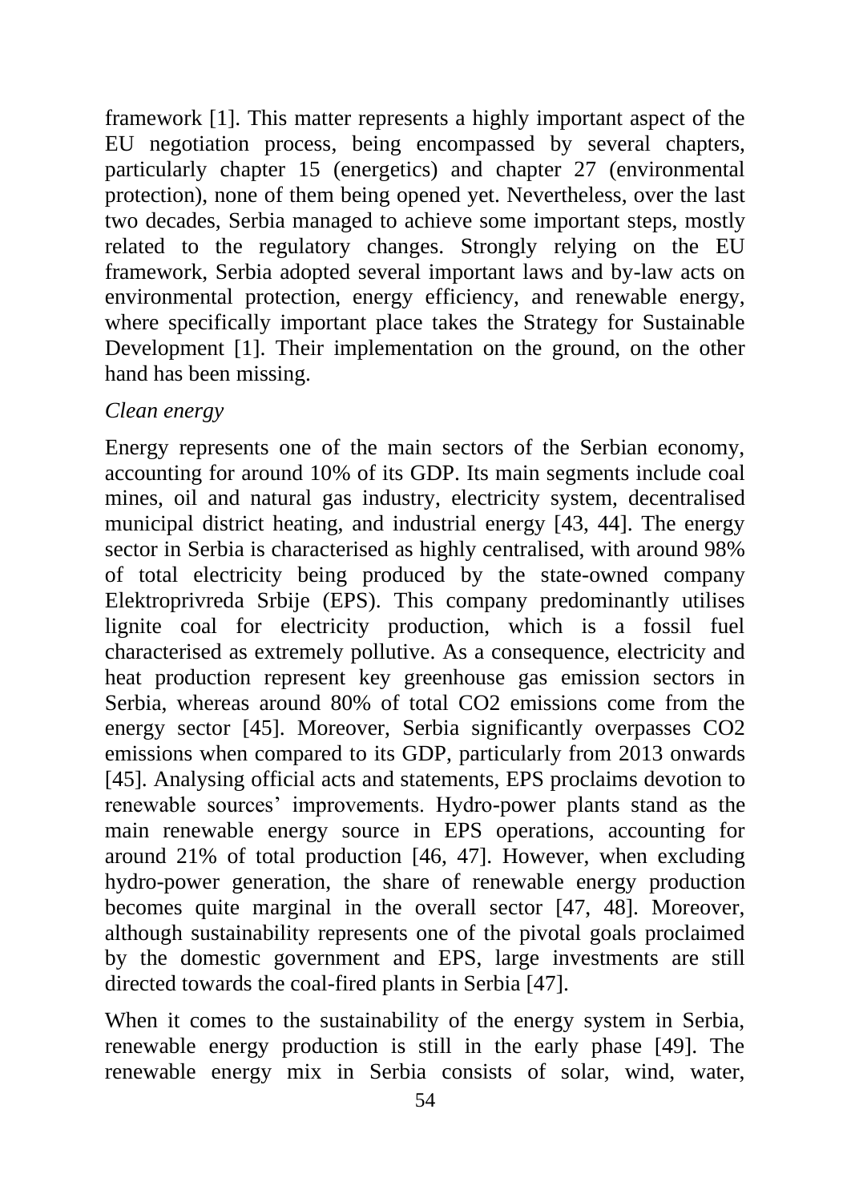framework [1]. This matter represents a highly important aspect of the EU negotiation process, being encompassed by several chapters, particularly chapter 15 (energetics) and chapter 27 (environmental protection), none of them being opened yet. Nevertheless, over the last two decades, Serbia managed to achieve some important steps, mostly related to the regulatory changes. Strongly relying on the EU framework, Serbia adopted several important laws and by-law acts on environmental protection, energy efficiency, and renewable energy, where specifically important place takes the Strategy for Sustainable Development [1]. Their implementation on the ground, on the other hand has been missing.

*Clean energy*

Energy represents one of the main sectors of the Serbian economy, accounting for around 10% of its GDP. Its main segments include coal mines, oil and natural gas industry, electricity system, decentralised municipal district heating, and industrial energy [43, 44]. The energy sector in Serbia is characterised as highly centralised, with around 98% of total electricity being produced by the state-owned company Elektroprivreda Srbije (EPS). This company predominantly utilises lignite coal for electricity production, which is a fossil fuel characterised as extremely pollutive. As a consequence, electricity and heat production represent key greenhouse gas emission sectors in Serbia, whereas around 80% of total $CO_2$ emissions come from the energy sector [45]. Moreover, Serbia significantly overpasses $CO_2$ emissions when compared to its GDP, particularly from 2013 onwards [45]. Analysing official acts and statements, EPS proclaims devotion to renewable sources' improvements. Hydro-power plants stand as the main renewable energy source in EPS operations, accounting for around 21% of total production [46, 47]. However, when excluding hydro-power generation, the share of renewable energy production becomes quite marginal in the overall sector [47, 48]. Moreover, although sustainability represents one of the pivotal goals proclaimed by the domestic government and EPS, large investments are still directed towards the coal-fired plants in Serbia [47].

When it comes to the sustainability of the energy system in Serbia, renewable energy production is still in the early phase [49]. The renewable energy mix in Serbia consists of solar, wind, water,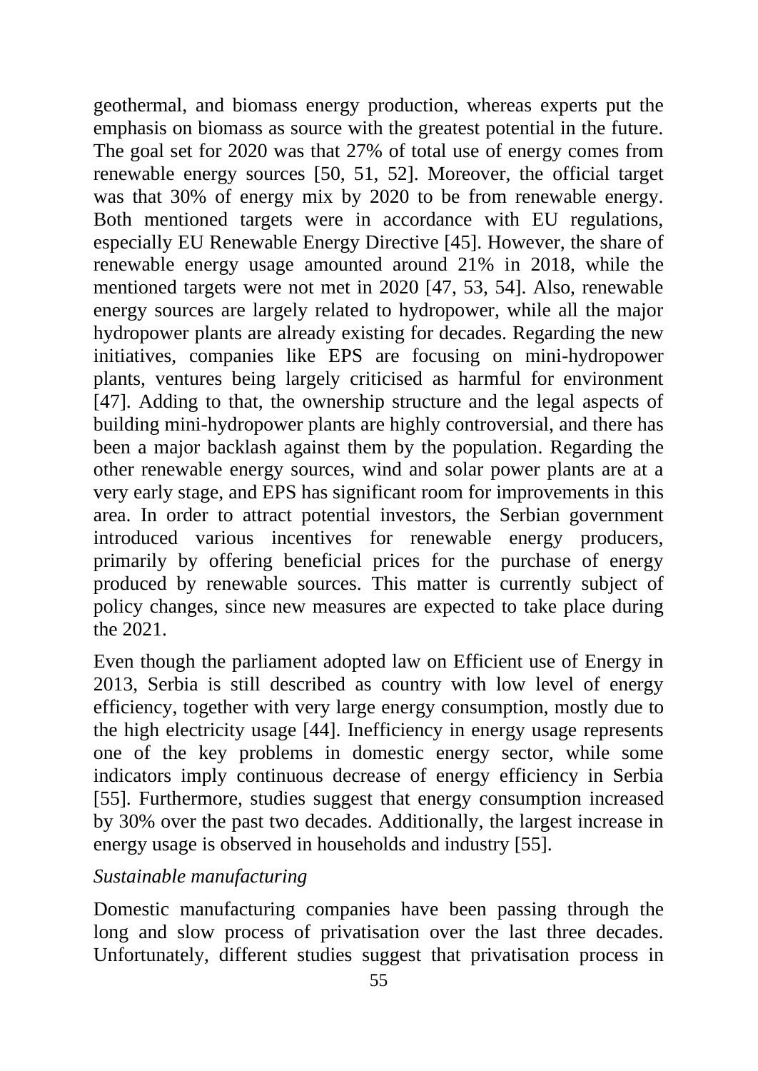geothermal, and biomass energy production, whereas experts put the emphasis on biomass as source with the greatest potential in the future. The goal set for 2020 was that 27% of total use of energy comes from renewable energy sources [50, 51, 52]. Moreover, the official target was that 30% of energy mix by 2020 to be from renewable energy. Both mentioned targets were in accordance with EU regulations, especially EU Renewable Energy Directive [45]. However, the share of renewable energy usage amounted around 21% in 2018, while the mentioned targets were not met in 2020 [47, 53, 54]. Also, renewable energy sources are largely related to hydropower, while all the major hydropower plants are already existing for decades. Regarding the new initiatives, companies like EPS are focusing on mini-hydropower plants, ventures being largely criticised as harmful for environment [47]. Adding to that, the ownership structure and the legal aspects of building mini-hydropower plants are highly controversial, and there has been a major backlash against them by the population. Regarding the other renewable energy sources, wind and solar power plants are at a very early stage, and EPS has significant room for improvements in this area. In order to attract potential investors, the Serbian government introduced various incentives for renewable energy producers, primarily by offering beneficial prices for the purchase of energy produced by renewable sources. This matter is currently subject of policy changes, since new measures are expected to take place during the 2021.

Even though the parliament adopted law on Efficient use of Energy in 2013, Serbia is still described as country with low level of energy efficiency, together with very large energy consumption, mostly due to the high electricity usage [44]. Inefficiency in energy usage represents one of the key problems in domestic energy sector, while some indicators imply continuous decrease of energy efficiency in Serbia [55]. Furthermore, studies suggest that energy consumption increased by 30% over the past two decades. Additionally, the largest increase in energy usage is observed in households and industry [55].

*Sustainable manufacturing*

Domestic manufacturing companies have been passing through the long and slow process of privatisation over the last three decades. Unfortunately, different studies suggest that privatisation process in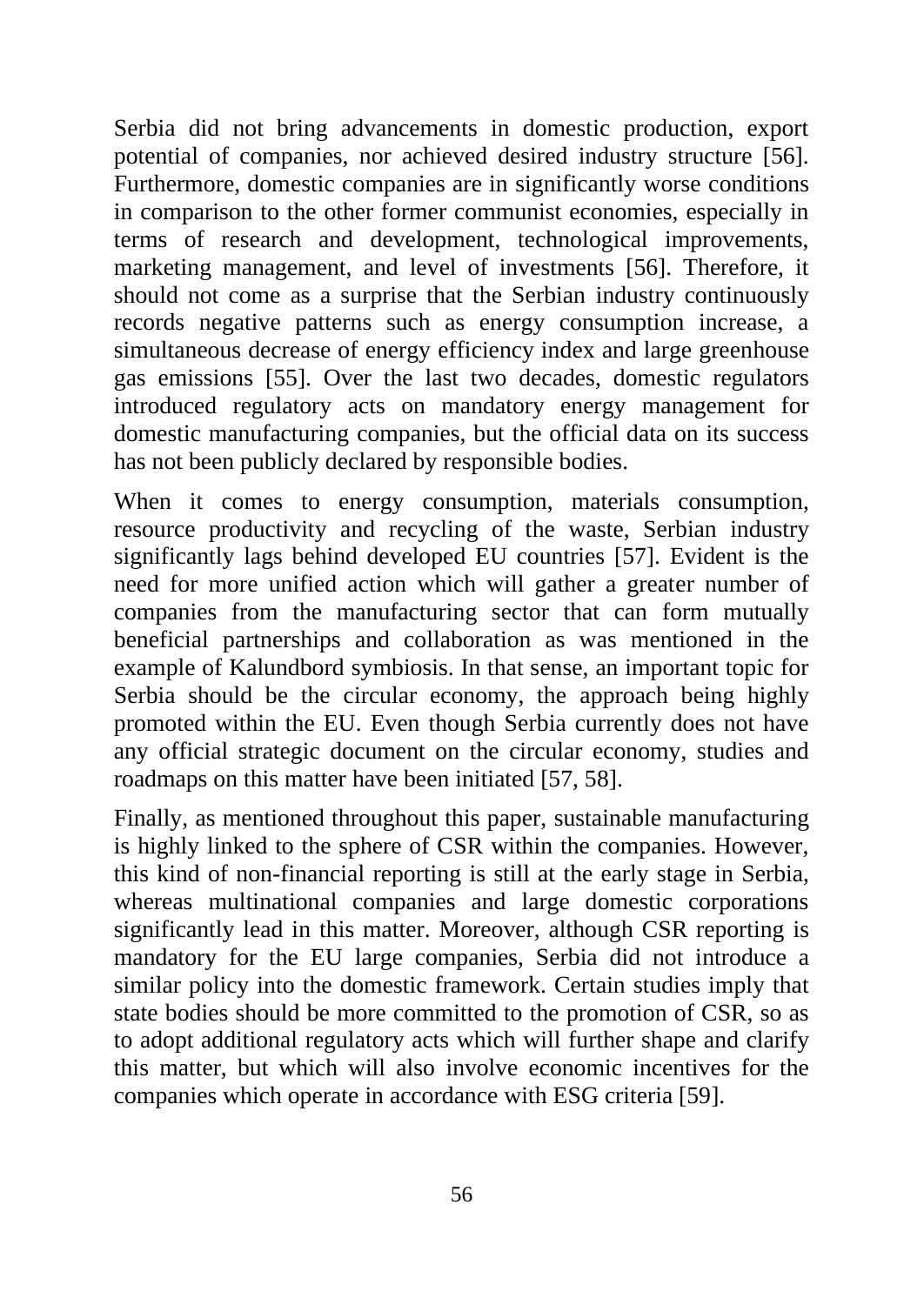Serbia did not bring advancements in domestic production, export potential of companies, nor achieved desired industry structure [56]. Furthermore, domestic companies are in significantly worse conditions in comparison to the other former communist economies, especially in terms of research and development, technological improvements, marketing management, and level of investments [56]. Therefore, it should not come as a surprise that the Serbian industry continuously records negative patterns such as energy consumption increase, a simultaneous decrease of energy efficiency index and large greenhouse gas emissions [55]. Over the last two decades, domestic regulators introduced regulatory acts on mandatory energy management for domestic manufacturing companies, but the official data on its success has not been publicly declared by responsible bodies.

When it comes to energy consumption, materials consumption, resource productivity and recycling of the waste, Serbian industry significantly lags behind developed EU countries [57]. Evident is the need for more unified action which will gather a greater number of companies from the manufacturing sector that can form mutually beneficial partnerships and collaboration as was mentioned in the example of Kalundbord symbiosis. In that sense, an important topic for Serbia should be the circular economy, the approach being highly promoted within the EU. Even though Serbia currently does not have any official strategic document on the circular economy, studies and roadmaps on this matter have been initiated [57, 58].

Finally, as mentioned throughout this paper, sustainable manufacturing is highly linked to the sphere of CSR within the companies. However, this kind of non-financial reporting is still at the early stage in Serbia, whereas multinational companies and large domestic corporations significantly lead in this matter. Moreover, although CSR reporting is mandatory for the EU large companies, Serbia did not introduce a similar policy into the domestic framework. Certain studies imply that state bodies should be more committed to the promotion of CSR, so as to adopt additional regulatory acts which will further shape and clarify this matter, but which will also involve economic incentives for the companies which operate in accordance with ESG criteria [59].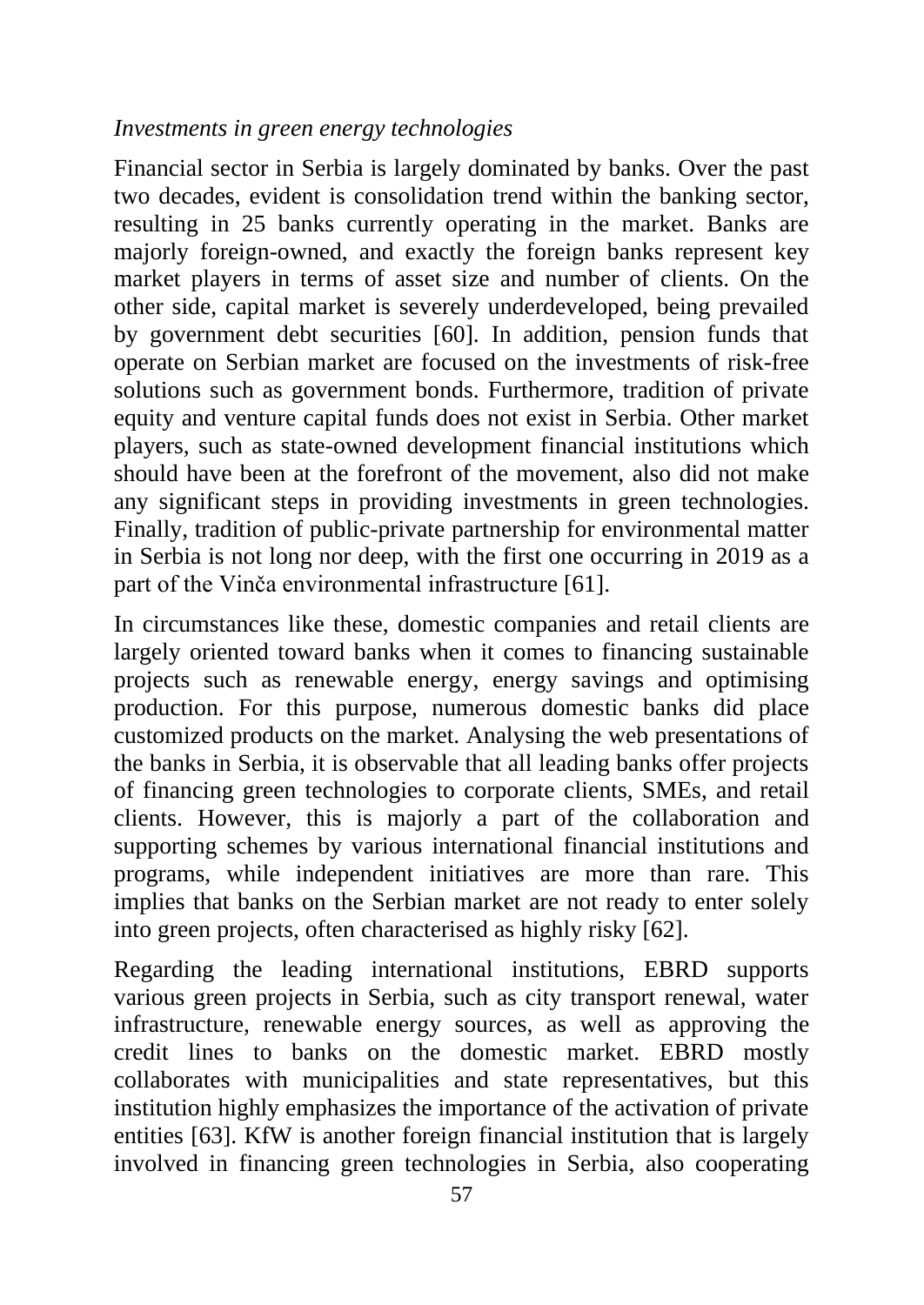*Investments in green energy technologies*

Financial sector in Serbia is largely dominated by banks. Over the past two decades, evident is consolidation trend within the banking sector, resulting in 25 banks currently operating in the market. Banks are majorly foreign-owned, and exactly the foreign banks represent key market players in terms of asset size and number of clients. On the other side, capital market is severely underdeveloped, being prevailed by government debt securities [60]. In addition, pension funds that operate on Serbian market are focused on the investments of risk-free solutions such as government bonds. Furthermore, tradition of private equity and venture capital funds does not exist in Serbia. Other market players, such as state-owned development financial institutions which should have been at the forefront of the movement, also did not make any significant steps in providing investments in green technologies. Finally, tradition of public-private partnership for environmental matter in Serbia is not long nor deep, with the first one occurring in 2019 as a part of the Vinča environmental infrastructure [61].

In circumstances like these, domestic companies and retail clients are largely oriented toward banks when it comes to financing sustainable projects such as renewable energy, energy savings and optimising production. For this purpose, numerous domestic banks did place customized products on the market. Analysing the web presentations of the banks in Serbia, it is observable that all leading banks offer projects of financing green technologies to corporate clients, SMEs, and retail clients. However, this is majorly a part of the collaboration and supporting schemes by various international financial institutions and programs, while independent initiatives are more than rare. This implies that banks on the Serbian market are not ready to enter solely into green projects, often characterised as highly risky [62].

Regarding the leading international institutions, EBRD supports various green projects in Serbia, such as city transport renewal, water infrastructure, renewable energy sources, as well as approving the credit lines to banks on the domestic market. EBRD mostly collaborates with municipalities and state representatives, but this institution highly emphasizes the importance of the activation of private entities [63]. KfW is another foreign financial institution that is largely involved in financing green technologies in Serbia, also cooperating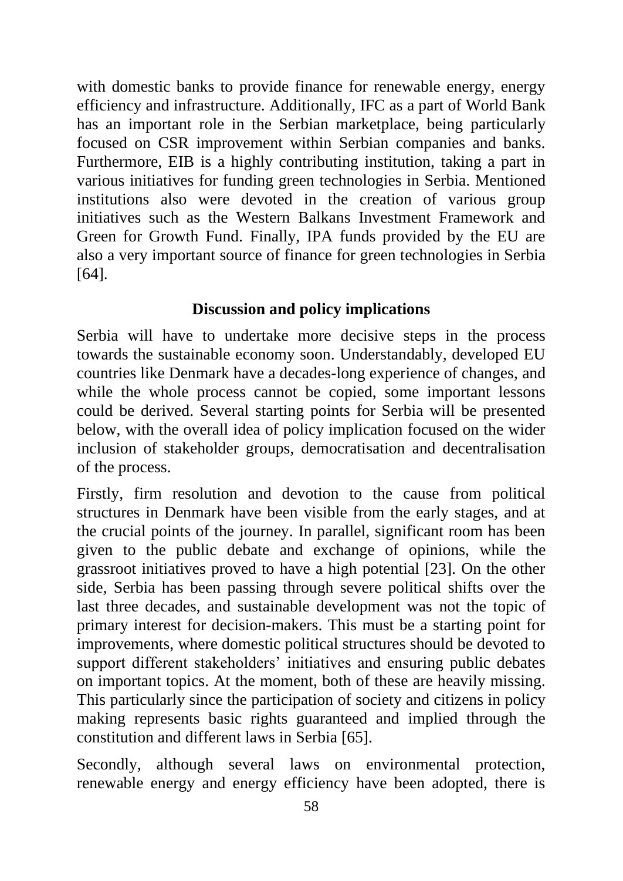with domestic banks to provide finance for renewable energy, energy efficiency and infrastructure. Additionally, IFC as a part of World Bank has an important role in the Serbian marketplace, being particularly focused on CSR improvement within Serbian companies and banks. Furthermore, EIB is a highly contributing institution, taking a part in various initiatives for funding green technologies in Serbia. Mentioned institutions also were devoted in the creation of various group initiatives such as the Western Balkans Investment Framework and Green for Growth Fund. Finally, IPA funds provided by the EU are also a very important source of finance for green technologies in Serbia [64].

## Discussion and policy implications

Serbia will have to undertake more decisive steps in the process towards the sustainable economy soon. Understandably, developed EU countries like Denmark have a decades-long experience of changes, and while the whole process cannot be copied, some important lessons could be derived. Several starting points for Serbia will be presented below, with the overall idea of policy implication focused on the wider inclusion of stakeholder groups, democratisation and decentralisation of the process.

Firstly, firm resolution and devotion to the cause from political structures in Denmark have been visible from the early stages, and at the crucial points of the journey. In parallel, significant room has been given to the public debate and exchange of opinions, while the grassroot initiatives proved to have a high potential [23]. On the other side, Serbia has been passing through severe political shifts over the last three decades, and sustainable development was not the topic of primary interest for decision-makers. This must be a starting point for improvements, where domestic political structures should be devoted to support different stakeholders' initiatives and ensuring public debates on important topics. At the moment, both of these are heavily missing. This particularly since the participation of society and citizens in policy making represents basic rights guaranteed and implied through the constitution and different laws in Serbia [65].

Secondly, although several laws on environmental protection, renewable energy and energy efficiency have been adopted, there is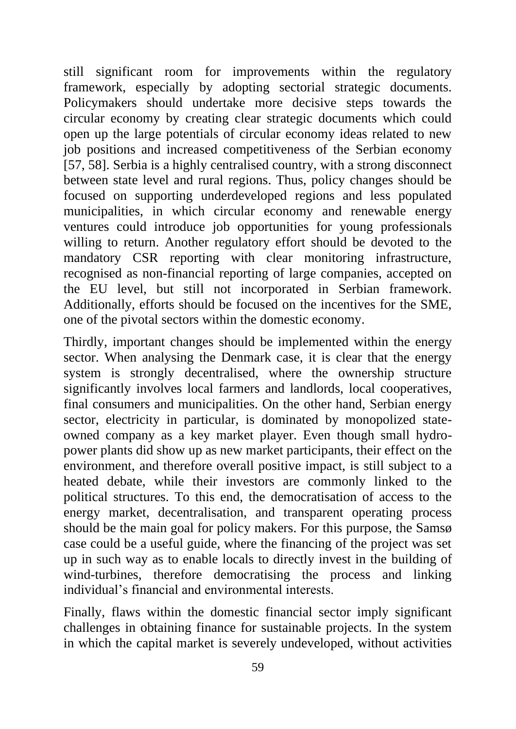still significant room for improvements within the regulatory framework, especially by adopting sectorial strategic documents. Policymakers should undertake more decisive steps towards the circular economy by creating clear strategic documents which could open up the large potentials of circular economy ideas related to new job positions and increased competitiveness of the Serbian economy [57, 58]. Serbia is a highly centralised country, with a strong disconnect between state level and rural regions. Thus, policy changes should be focused on supporting underdeveloped regions and less populated municipalities, in which circular economy and renewable energy ventures could introduce job opportunities for young professionals willing to return. Another regulatory effort should be devoted to the mandatory CSR reporting with clear monitoring infrastructure, recognised as non-financial reporting of large companies, accepted on the EU level, but still not incorporated in Serbian framework. Additionally, efforts should be focused on the incentives for the SME, one of the pivotal sectors within the domestic economy.

Thirdly, important changes should be implemented within the energy sector. When analysing the Denmark case, it is clear that the energy system is strongly decentralised, where the ownership structure significantly involves local farmers and landlords, local cooperatives, final consumers and municipalities. On the other hand, Serbian energy sector, electricity in particular, is dominated by monopolized state-owned company as a key market player. Even though small hydro-power plants did show up as new market participants, their effect on the environment, and therefore overall positive impact, is still subject to a heated debate, while their investors are commonly linked to the political structures. To this end, the democratisation of access to the energy market, decentralisation, and transparent operating process should be the main goal for policy makers. For this purpose, the Samsø case could be a useful guide, where the financing of the project was set up in such way as to enable locals to directly invest in the building of wind-turbines, therefore democratising the process and linking individual's financial and environmental interests.

Finally, flaws within the domestic financial sector imply significant challenges in obtaining finance for sustainable projects. In the system in which the capital market is severely undeveloped, without activities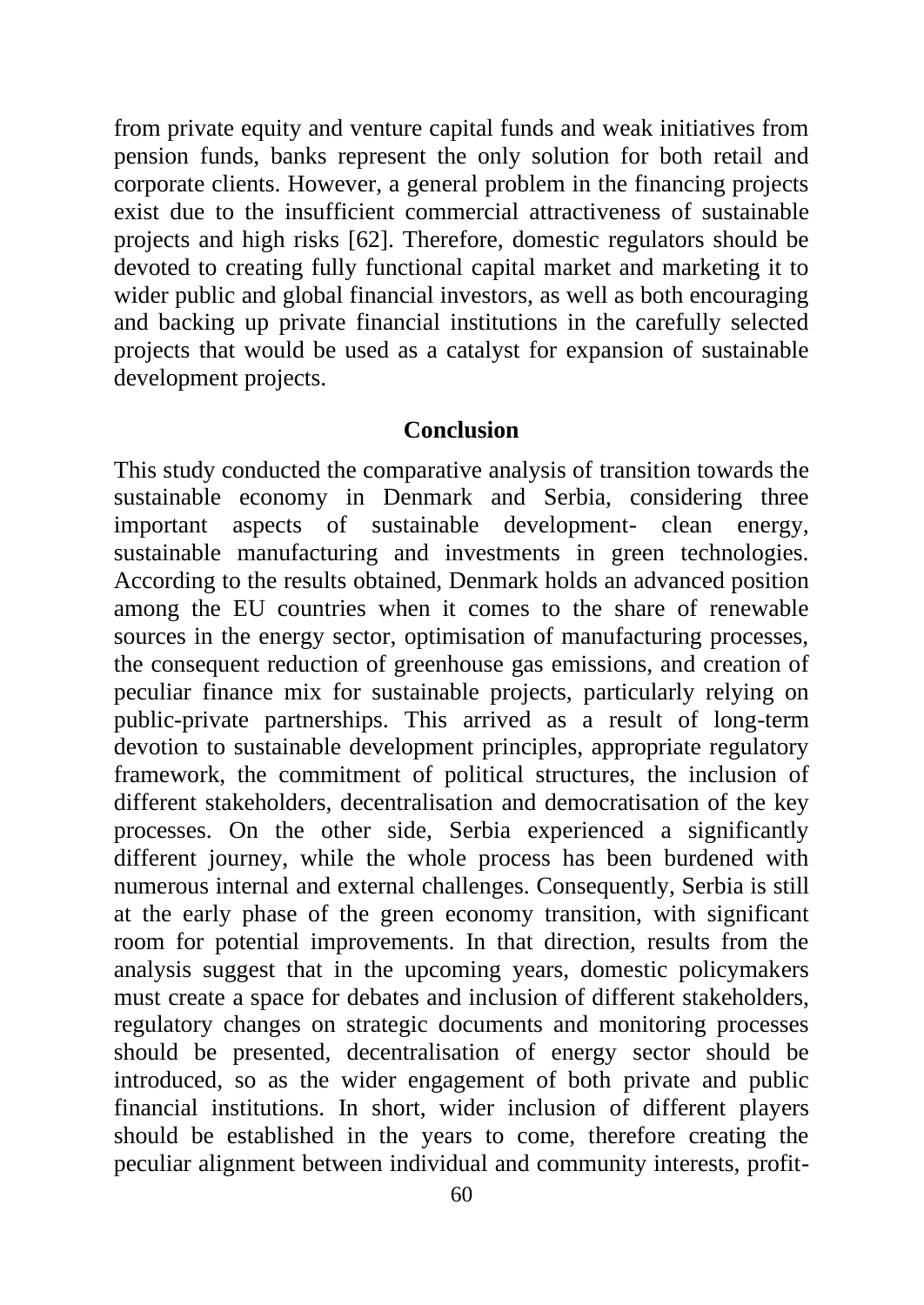from private equity and venture capital funds and weak initiatives from pension funds, banks represent the only solution for both retail and corporate clients. However, a general problem in the financing projects exist due to the insufficient commercial attractiveness of sustainable projects and high risks [62]. Therefore, domestic regulators should be devoted to creating fully functional capital market and marketing it to wider public and global financial investors, as well as both encouraging and backing up private financial institutions in the carefully selected projects that would be used as a catalyst for expansion of sustainable development projects.

## Conclusion

This study conducted the comparative analysis of transition towards the sustainable economy in Denmark and Serbia, considering three important aspects of sustainable development- clean energy, sustainable manufacturing and investments in green technologies. According to the results obtained, Denmark holds an advanced position among the EU countries when it comes to the share of renewable sources in the energy sector, optimisation of manufacturing processes, the consequent reduction of greenhouse gas emissions, and creation of peculiar finance mix for sustainable projects, particularly relying on public-private partnerships. This arrived as a result of long-term devotion to sustainable development principles, appropriate regulatory framework, the commitment of political structures, the inclusion of different stakeholders, decentralisation and democratisation of the key processes. On the other side, Serbia experienced a significantly different journey, while the whole process has been burdened with numerous internal and external challenges. Consequently, Serbia is still at the early phase of the green economy transition, with significant room for potential improvements. In that direction, results from the analysis suggest that in the upcoming years, domestic policymakers must create a space for debates and inclusion of different stakeholders, regulatory changes on strategic documents and monitoring processes should be presented, decentralisation of energy sector should be introduced, so as the wider engagement of both private and public financial institutions. In short, wider inclusion of different players should be established in the years to come, therefore creating the peculiar alignment between individual and community interests, profit-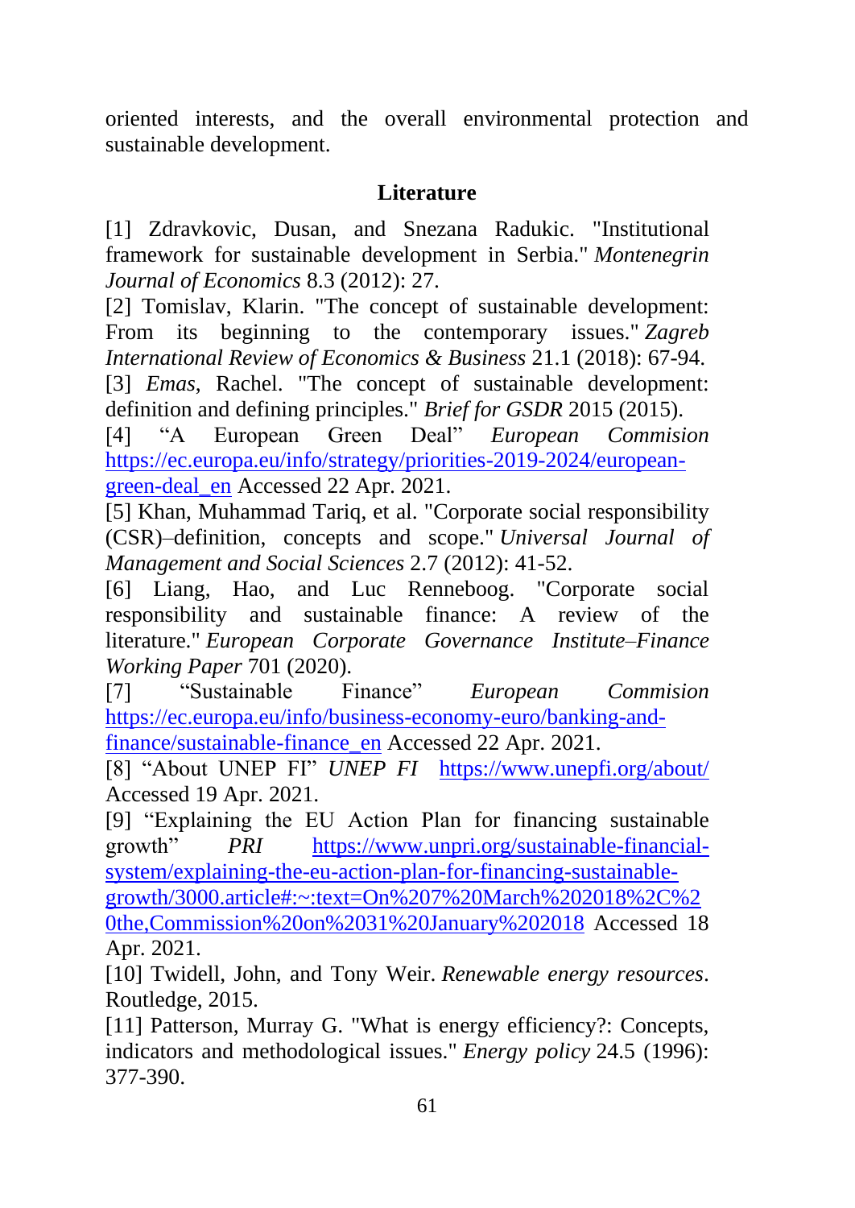oriented interests, and the overall environmental protection and sustainable development.

## Literature

[1] Zdravkovic, Dusan, and Snezana Radukic. "Institutional framework for sustainable development in Serbia." *Montenegrin Journal of Economics* 8.3 (2012): 27.

[2] Tomislav, Klarin. "The concept of sustainable development: From its beginning to the contemporary issues." *Zagreb International Review of Economics & Business* 21.1 (2018): 67-94.

[3] *Emas*, Rachel. "The concept of sustainable development: definition and defining principles." *Brief for GSDR* 2015 (2015).

[4] "A European Green Deal" *European Commision* https://ec.europa.eu/info/strategy/priorities-2019-2024/european-green-deal_en Accessed 22 Apr. 2021.

[5] Khan, Muhammad Tariq, et al. "Corporate social responsibility (CSR)–definition, concepts and scope." *Universal Journal of Management and Social Sciences* 2.7 (2012): 41-52.

[6] Liang, Hao, and Luc Renneboog. "Corporate social responsibility and sustainable finance: A review of the literature." *European Corporate Governance Institute–Finance Working Paper* 701 (2020).

[7] "Sustainable Finance" *European Commision* https://ec.europa.eu/info/business-economy-euro/banking-and-finance/sustainable-finance_en Accessed 22 Apr. 2021.

[8] "About UNEP FI" *UNEP FI* https://www.unepfi.org/about/ Accessed 19 Apr. 2021.

[9] "Explaining the EU Action Plan for financing sustainable growth" *PRI* https://www.unpri.org/sustainable-financial-system/explaining-the-eu-action-plan-for-financing-sustainable-growth/3000.article#:~:text=On%207%20March%202018%2C%20the,Commission%20on%2031%20January%202018 Accessed 18 Apr. 2021.

[10] Twidell, John, and Tony Weir. *Renewable energy resources*. Routledge, 2015.

[11] Patterson, Murray G. "What is energy efficiency?: Concepts, indicators and methodological issues." *Energy policy* 24.5 (1996): 377-390.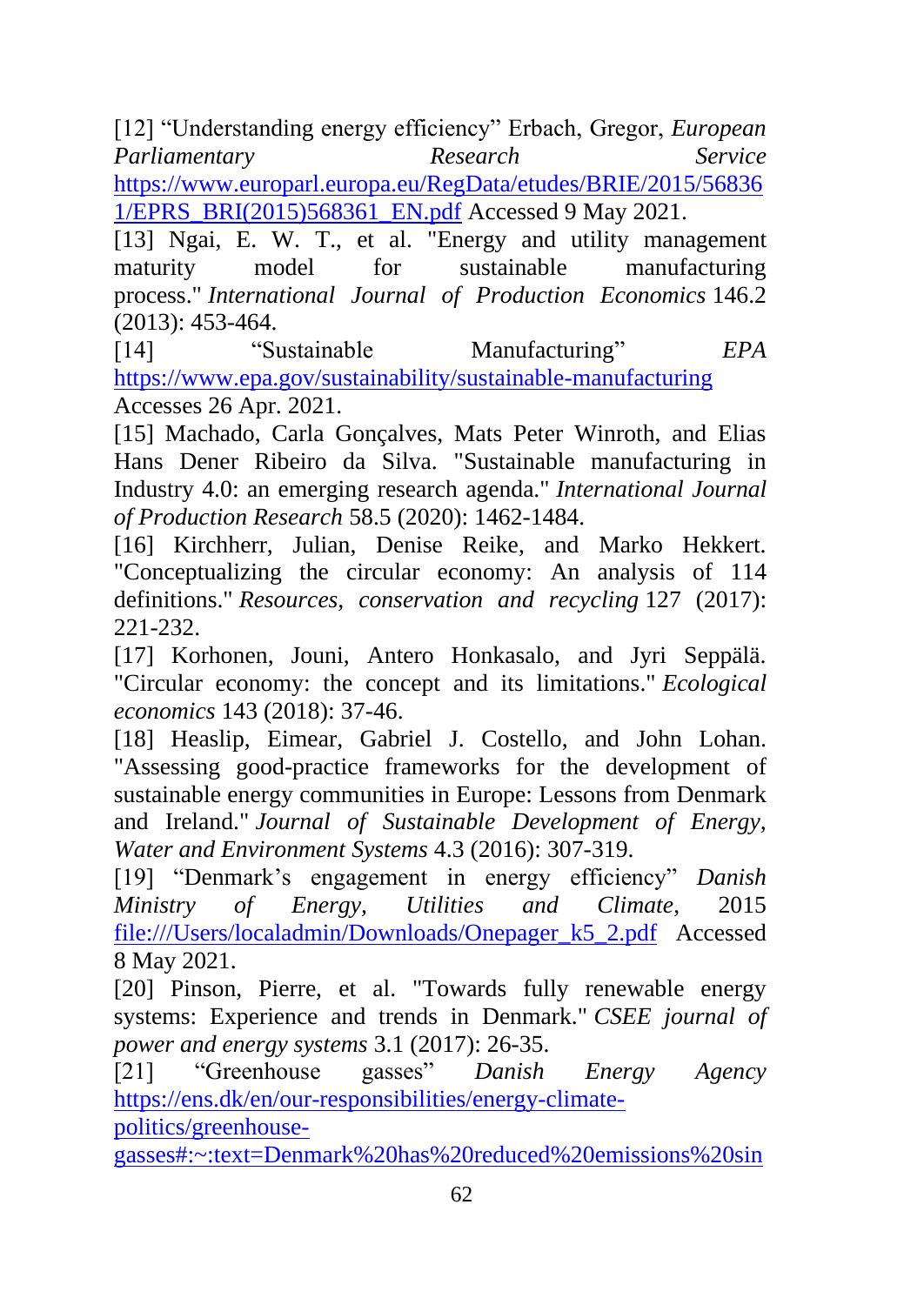[12] "Understanding energy efficiency" Erbach, Gregor, *European Parliamentary Research Service* https://www.europarl.europa.eu/RegData/etudes/BRIE/2015/568361/EPRS_BRI(2015)568361_EN.pdf Accessed 9 May 2021.

[13] Ngai, E. W. T., et al. "Energy and utility management maturity model for sustainable manufacturing process." *International Journal of Production Economics* 146.2 (2013): 453-464.

[14] "Sustainable Manufacturing" *EPA* https://www.epa.gov/sustainability/sustainable-manufacturing Accesses 26 Apr. 2021.

[15] Machado, Carla Gonçalves, Mats Peter Winroth, and Elias Hans Dener Ribeiro da Silva. "Sustainable manufacturing in Industry 4.0: an emerging research agenda." *International Journal of Production Research* 58.5 (2020): 1462-1484.

[16] Kirchherr, Julian, Denise Reike, and Marko Hekkert. "Conceptualizing the circular economy: An analysis of 114 definitions." *Resources, conservation and recycling* 127 (2017): 221-232.

[17] Korhonen, Jouni, Antero Honkasalo, and Jyri Seppälä. "Circular economy: the concept and its limitations." *Ecological economics* 143 (2018): 37-46.

[18] Heaslip, Eimear, Gabriel J. Costello, and John Lohan. "Assessing good-practice frameworks for the development of sustainable energy communities in Europe: Lessons from Denmark and Ireland." *Journal of Sustainable Development of Energy, Water and Environment Systems* 4.3 (2016): 307-319.

[19] "Denmark's engagement in energy efficiency" *Danish Ministry of Energy, Utilities and Climate*, 2015 file:///Users/localadmin/Downloads/Onepager_k5_2.pdf Accessed 8 May 2021.

[20] Pinson, Pierre, et al. "Towards fully renewable energy systems: Experience and trends in Denmark." *CSEE journal of power and energy systems* 3.1 (2017): 26-35.

[21] "Greenhouse gasses" *Danish Energy Agency* https://ens.dk/en/our-responsibilities/energy-climate-politics/greenhouse-gasses#:~:text=Denmark%20has%20reduced%20emissions%20sin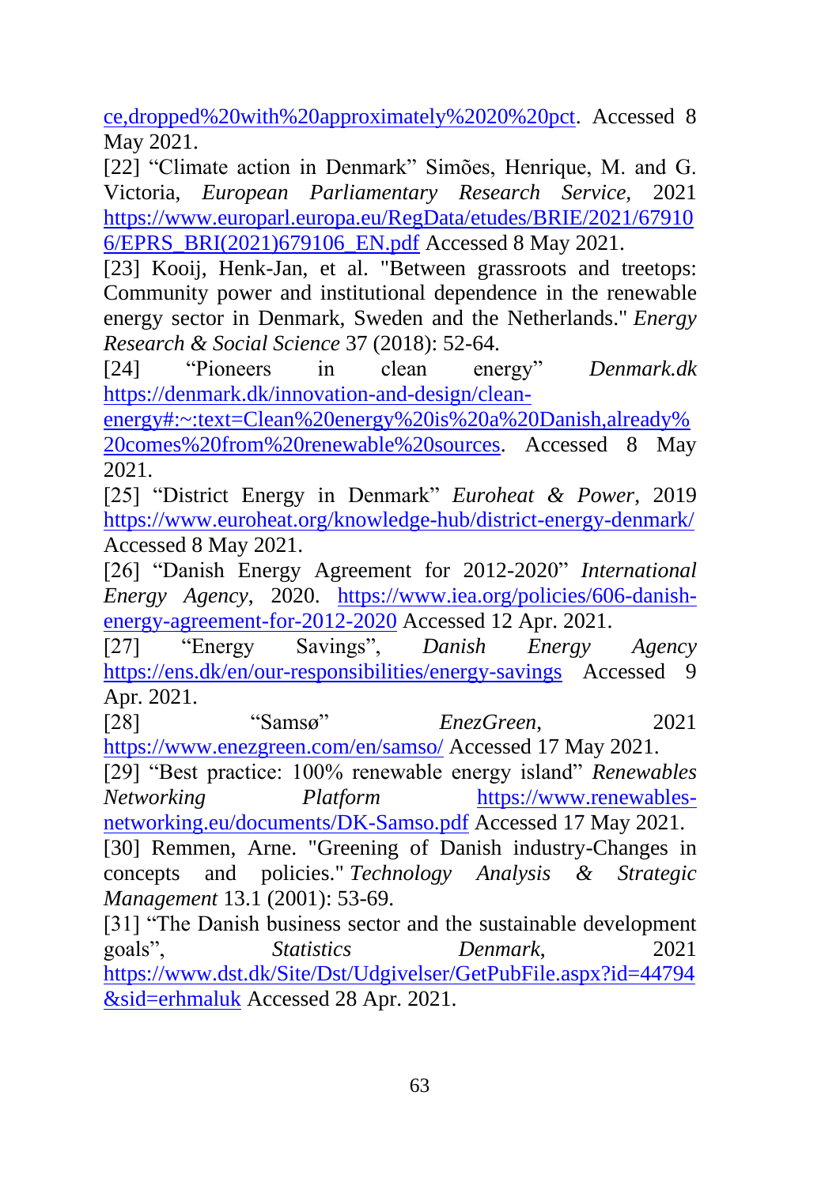ce,dropped%20with%20approximately%2020%20pct. Accessed 8 May 2021.

[22] "Climate action in Denmark" Simões, Henrique, M. and G. Victoria, *European Parliamentary Research Service,* 2021 https://www.europarl.europa.eu/RegData/etudes/BRIE/2021/679106/EPRS_BRI(2021)679106_EN.pdf Accessed 8 May 2021.

[23] Kooij, Henk-Jan, et al. "Between grassroots and treetops: Community power and institutional dependence in the renewable energy sector in Denmark, Sweden and the Netherlands." *Energy Research & Social Science* 37 (2018): 52-64.

[24] "Pioneers in clean energy" *Denmark.dk* https://denmark.dk/innovation-and-design/clean-energy#:~:text=Clean%20energy%20is%20a%20Danish,already%20comes%20from%20renewable%20sources. Accessed 8 May 2021.

[25] "District Energy in Denmark" *Euroheat & Power*, 2019 https://www.euroheat.org/knowledge-hub/district-energy-denmark/ Accessed 8 May 2021.

[26] "Danish Energy Agreement for 2012-2020" *International Energy Agency*, 2020. https://www.iea.org/policies/606-danish-energy-agreement-for-2012-2020 Accessed 12 Apr. 2021.

[27] "Energy Savings", *Danish Energy Agency* https://ens.dk/en/our-responsibilities/energy-savings Accessed 9 Apr. 2021.

[28] "Samsø" *EnezGreen*, 2021 https://www.enezgreen.com/en/samso/ Accessed 17 May 2021.

[29] "Best practice: 100% renewable energy island" *Renewables Networking Platform* https://www.renewables-networking.eu/documents/DK-Samso.pdf Accessed 17 May 2021.

[30] Remmen, Arne. "Greening of Danish industry-Changes in concepts and policies." *Technology Analysis & Strategic Management* 13.1 (2001): 53-69.

[31] "The Danish business sector and the sustainable development goals", *Statistics Denmark*, 2021 https://www.dst.dk/Site/Dst/Udgivelser/GetPubFile.aspx?id=44794&sid=erhmaluk Accessed 28 Apr. 2021.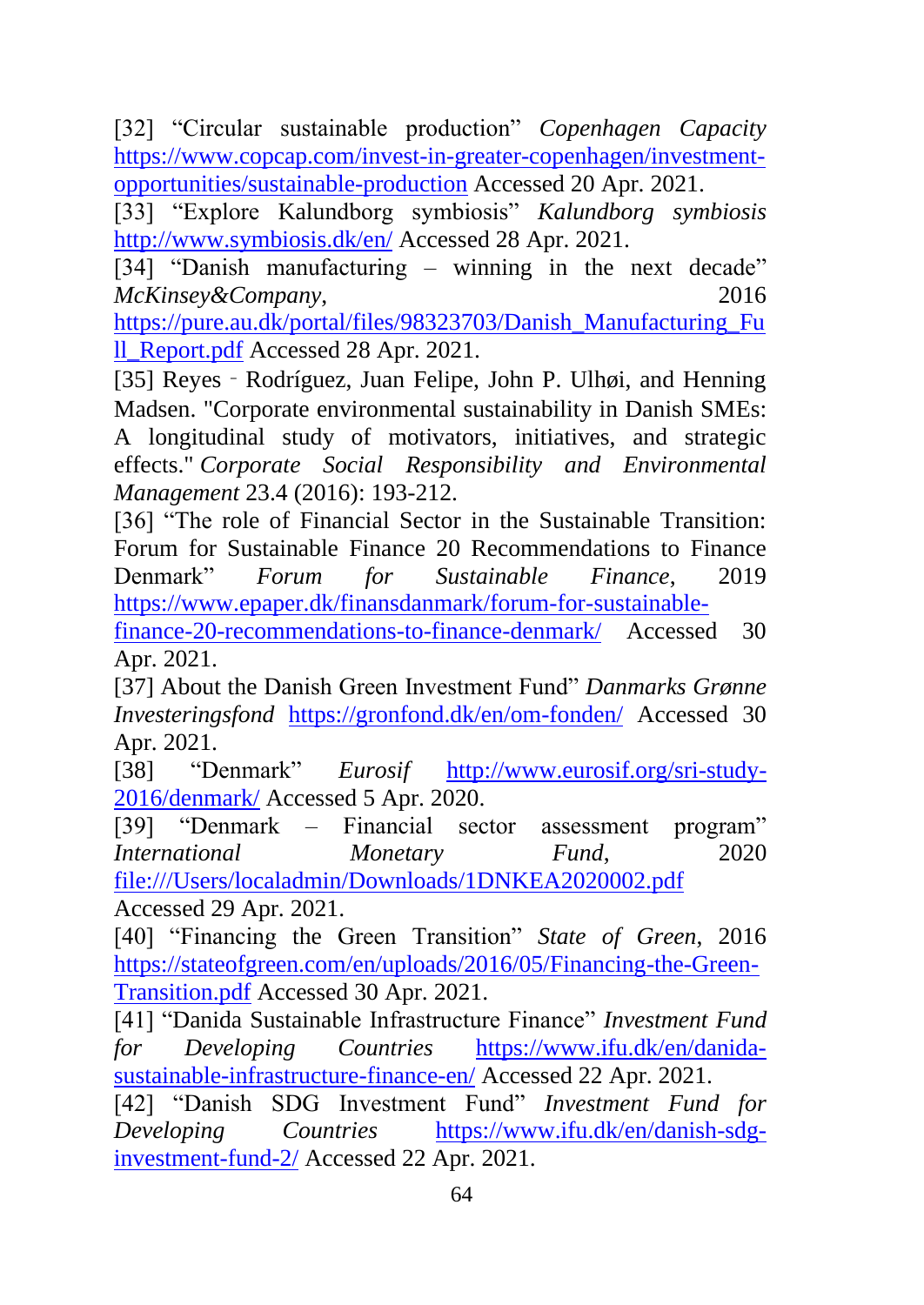[32] "Circular sustainable production" *Copenhagen Capacity* https://www.copcap.com/invest-in-greater-copenhagen/investment-opportunities/sustainable-production Accessed 20 Apr. 2021.

[33] "Explore Kalundborg symbiosis" *Kalundborg symbiosis* http://www.symbiosis.dk/en/ Accessed 28 Apr. 2021.

[34] "Danish manufacturing – winning in the next decade" *McKinsey&Company*, 2016 https://pure.au.dk/portal/files/98323703/Danish_Manufacturing_Full_Report.pdf Accessed 28 Apr. 2021.

[35] Reyes‐Rodríguez, Juan Felipe, John P. Ulhøi, and Henning Madsen. "Corporate environmental sustainability in Danish SMEs: A longitudinal study of motivators, initiatives, and strategic effects." *Corporate Social Responsibility and Environmental Management* 23.4 (2016): 193-212.

[36] "The role of Financial Sector in the Sustainable Transition: Forum for Sustainable Finance 20 Recommendations to Finance Denmark" *Forum for Sustainable Finance*, 2019 https://www.epaper.dk/finansdanmark/forum-for-sustainable-finance-20-recommendations-to-finance-denmark/ Accessed 30 Apr. 2021.

[37] About the Danish Green Investment Fund" *Danmarks Grønne Investeringsfond* https://gronfond.dk/en/om-fonden/ Accessed 30 Apr. 2021.

[38] "Denmark" *Eurosif* http://www.eurosif.org/sri-study-2016/denmark/ Accessed 5 Apr. 2020.

[39] "Denmark – Financial sector assessment program" *International Monetary Fund*, 2020 file:///Users/localadmin/Downloads/1DNKEA2020002.pdf Accessed 29 Apr. 2021.

[40] "Financing the Green Transition" *State of Green*, 2016 https://stateofgreen.com/en/uploads/2016/05/Financing-the-Green-Transition.pdf Accessed 30 Apr. 2021.

[41] "Danida Sustainable Infrastructure Finance" *Investment Fund for Developing Countries* https://www.ifu.dk/en/danida-sustainable-infrastructure-finance-en/ Accessed 22 Apr. 2021.

[42] "Danish SDG Investment Fund" *Investment Fund for Developing Countries* https://www.ifu.dk/en/danish-sdg-investment-fund-2/ Accessed 22 Apr. 2021.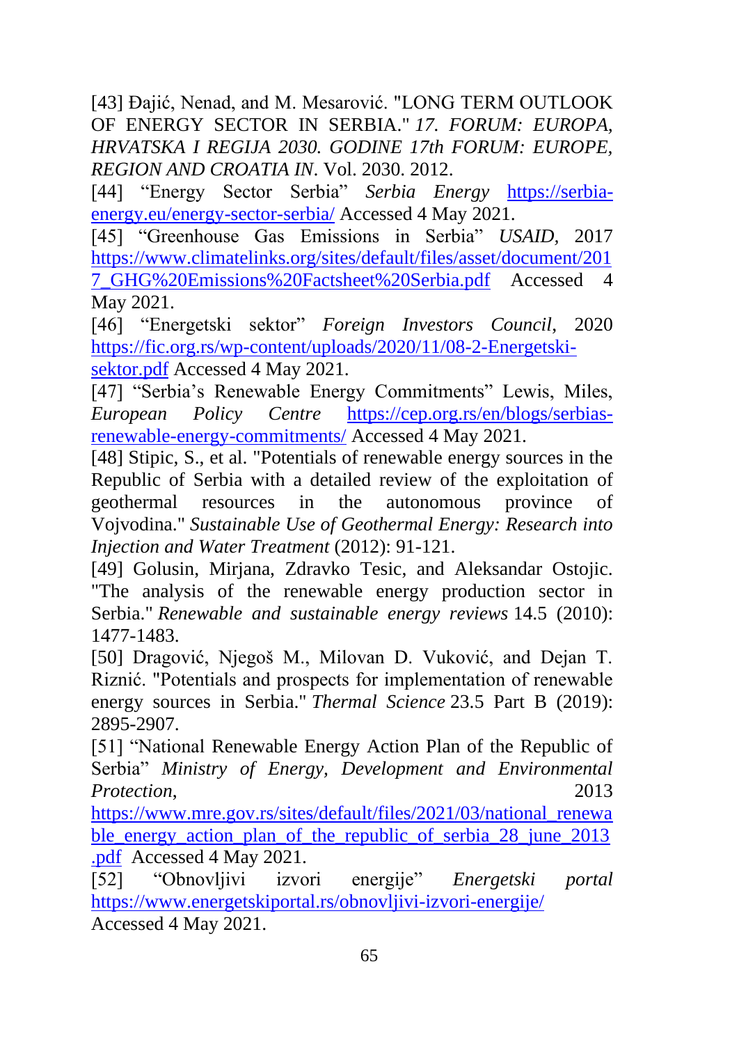[43] Đajić, Nenad, and M. Mesarović. "LONG TERM OUTLOOK OF ENERGY SECTOR IN SERBIA." *17. FORUM: EUROPA, HRVATSKA I REGIJA 2030. GODINE 17th FORUM: EUROPE, REGION AND CROATIA IN*. Vol. 2030. 2012.

[44] "Energy Sector Serbia" *Serbia Energy* https://serbia-energy.eu/energy-sector-serbia/ Accessed 4 May 2021.

[45] "Greenhouse Gas Emissions in Serbia" *USAID*, 2017 https://www.climatelinks.org/sites/default/files/asset/document/2017_GHG%20Emissions%20Factsheet%20Serbia.pdf Accessed 4 May 2021.

[46] "Energetski sektor" *Foreign Investors Council*, 2020 https://fic.org.rs/wp-content/uploads/2020/11/08-2-Energetski-sektor.pdf Accessed 4 May 2021.

[47] "Serbia's Renewable Energy Commitments" Lewis, Miles, *European Policy Centre* https://cep.org.rs/en/blogs/serbias-renewable-energy-commitments/ Accessed 4 May 2021.

[48] Stipic, S., et al. "Potentials of renewable energy sources in the Republic of Serbia with a detailed review of the exploitation of geothermal resources in the autonomous province of Vojvodina." *Sustainable Use of Geothermal Energy: Research into Injection and Water Treatment* (2012): 91-121.

[49] Golusin, Mirjana, Zdravko Tesic, and Aleksandar Ostojic. "The analysis of the renewable energy production sector in Serbia." *Renewable and sustainable energy reviews* 14.5 (2010): 1477-1483.

[50] Dragović, Njegoš M., Milovan D. Vuković, and Dejan T. Riznić. "Potentials and prospects for implementation of renewable energy sources in Serbia." *Thermal Science* 23.5 Part B (2019): 2895-2907.

[51] "National Renewable Energy Action Plan of the Republic of Serbia" *Ministry of Energy, Development and Environmental Protection*, 2013 https://www.mre.gov.rs/sites/default/files/2021/03/national_renewable_energy_action_plan_of_the_republic_of_serbia_28_june_2013.pdf Accessed 4 May 2021.

[52] "Obnovljivi izvori energije" *Energetski portal* https://www.energetskiportal.rs/obnovljivi-izvori-energije/ Accessed 4 May 2021.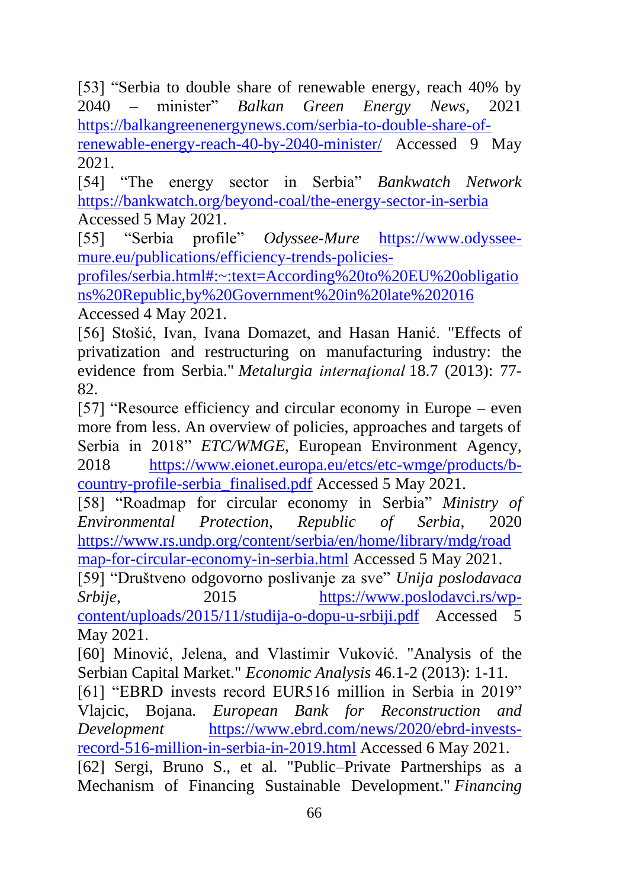[53] “Serbia to double share of renewable energy, reach 40% by 2040 – minister” *Balkan Green Energy News*, 2021 https://balkangreenenergynews.com/serbia-to-double-share-of-renewable-energy-reach-40-by-2040-minister/ Accessed 9 May 2021.

[54] “The energy sector in Serbia” *Bankwatch Network* https://bankwatch.org/beyond-coal/the-energy-sector-in-serbia Accessed 5 May 2021.

[55] “Serbia profile” *Odyssee-Mure* https://www.odyssee-mure.eu/publications/efficiency-trends-policies-profiles/serbia.html#:~:text=According%20to%20EU%20obligations%20Republic,by%20Government%20in%20late%202016 Accessed 4 May 2021.

[56] Stošić, Ivan, Ivana Domazet, and Hasan Hanić. "Effects of privatization and restructuring on manufacturing industry: the evidence from Serbia." *Metalurgia internaţional* 18.7 (2013): 77-82.

[57] “Resource efficiency and circular economy in Europe – even more from less. An overview of policies, approaches and targets of Serbia in 2018” *ETC/WMGE*, European Environment Agency, 2018 https://www.eionet.europa.eu/etcs/etc-wmge/products/b-country-profile-serbia_finalised.pdf Accessed 5 May 2021.

[58] “Roadmap for circular economy in Serbia” *Ministry of Environmental Protection, Republic of Serbia*, 2020 https://www.rs.undp.org/content/serbia/en/home/library/mdg/roadmap-for-circular-economy-in-serbia.html Accessed 5 May 2021.

[59] “Društveno odgovorno poslivanje za sve” *Unija poslodavaca Srbije*, 2015 https://www.poslodavci.rs/wp-content/uploads/2015/11/studija-o-dopu-u-srbiji.pdf Accessed 5 May 2021.

[60] Minović, Jelena, and Vlastimir Vuković. "Analysis of the Serbian Capital Market." *Economic Analysis* 46.1-2 (2013): 1-11.

[61] “EBRD invests record EUR516 million in Serbia in 2019” Vlajcic, Bojana. *European Bank for Reconstruction and Development* https://www.ebrd.com/news/2020/ebrd-invests-record-516-million-in-serbia-in-2019.html Accessed 6 May 2021.

[62] Sergi, Bruno S., et al. "Public–Private Partnerships as a Mechanism of Financing Sustainable Development." *Financing*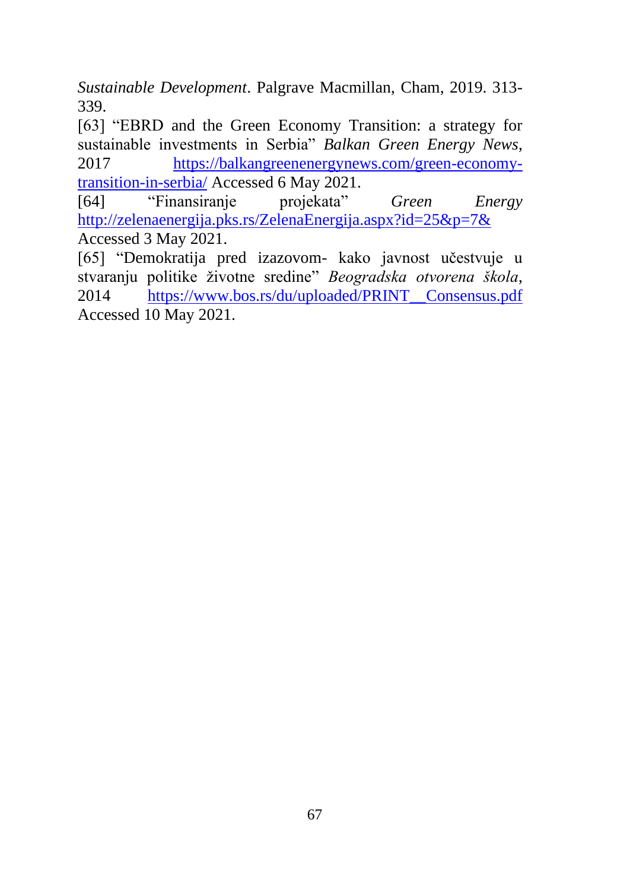*Sustainable Development*. Palgrave Macmillan, Cham, 2019. 313-339.

[63] "EBRD and the Green Economy Transition: a strategy for sustainable investments in Serbia" *Balkan Green Energy News*, 2017 https://balkangreenenergynews.com/green-economy-transition-in-serbia/ Accessed 6 May 2021.

[64] "Finansiranje projekata" *Green Energy* http://zelenaenergija.pks.rs/ZelenaEnergija.aspx?id=25&p=7& Accessed 3 May 2021.

[65] "Demokratija pred izazovom- kako javnost učestvuje u stvaranju politike životne sredine" *Beogradska otvorena škola*, 2014 https://www.bos.rs/du/uploaded/PRINT__Consensus.pdf Accessed 10 May 2021.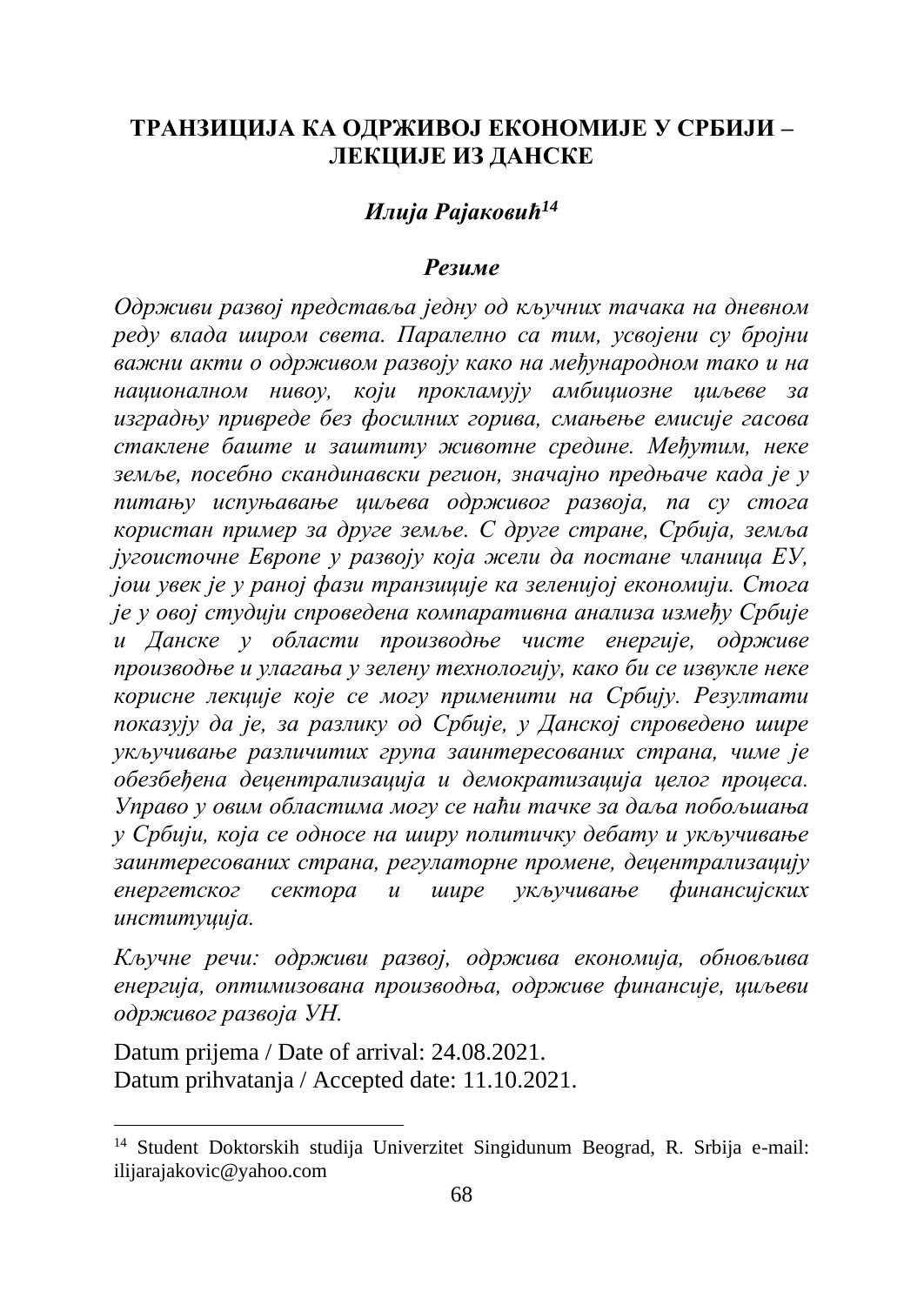# ТРАНЗИЦИЈА КА ОДРЖИВОЈ ЕКОНОМИЈЕ У СРБИЈИ – ЛЕКЦИЈЕ ИЗ ДАНСКЕ

***Илија Рајаковић*[14]**

***Резиме***

*Одрживи развој представља једну од кључних тачака на дневном реду влада широм света. Паралелно са тим, усвојени су бројни важни акти о одрживом развоју како на међународном тако и на националном нивоу, који прокламују амбициозне циљеве за изградњу привреде без фосилних горива, смањење емисије гасова стаклене баште и заштиту животне средине. Међутим, неке земље, посебно скандинавски регион, значајно предњаче када је у питању испуњавање циљева одрживог развоја, па су стога користан пример за друге земље. С друге стране, Србија, земља југоисточне Европе у развоју која жели да постане чланица ЕУ, још увек је у раној фази транзиције ка зеленијој економији. Стога је у овој студији спроведена компаративна анализа између Србије и Данске у области производње чисте енергије, одрживе производње и улагања у зелену технологију, како би се извукле неке корисне лекције које се могу применити на Србију. Резултати показују да је, за разлику од Србије, у Данској спроведено шире укључивање различитих група заинтересованих страна, чиме је обезбеђена децентрализација и демократизација целог процеса. Управо у овим областима могу се наћи тачке за даља побољшања у Србији, која се односе на ширу политичку дебату и укључивање заинтересованих страна, регулаторне промене, децентрализацију енергетског сектора и шире укључивање финансијских институција.*

*Кључне речи: одрживи развој, одржива економија, обновљива енергија, оптимизована производња, одрживе финансије, циљеви одрживог развоја УН.*

Datum prijema / Date of arrival: 24.08.2021.
Datum prihvatanja / Accepted date: 11.10.2021.

---

[14] Student Doktorskih studija Univerzitet Singidunum Beograd, R. Srbija e-mail: ilijarajakovic@yahoo.com